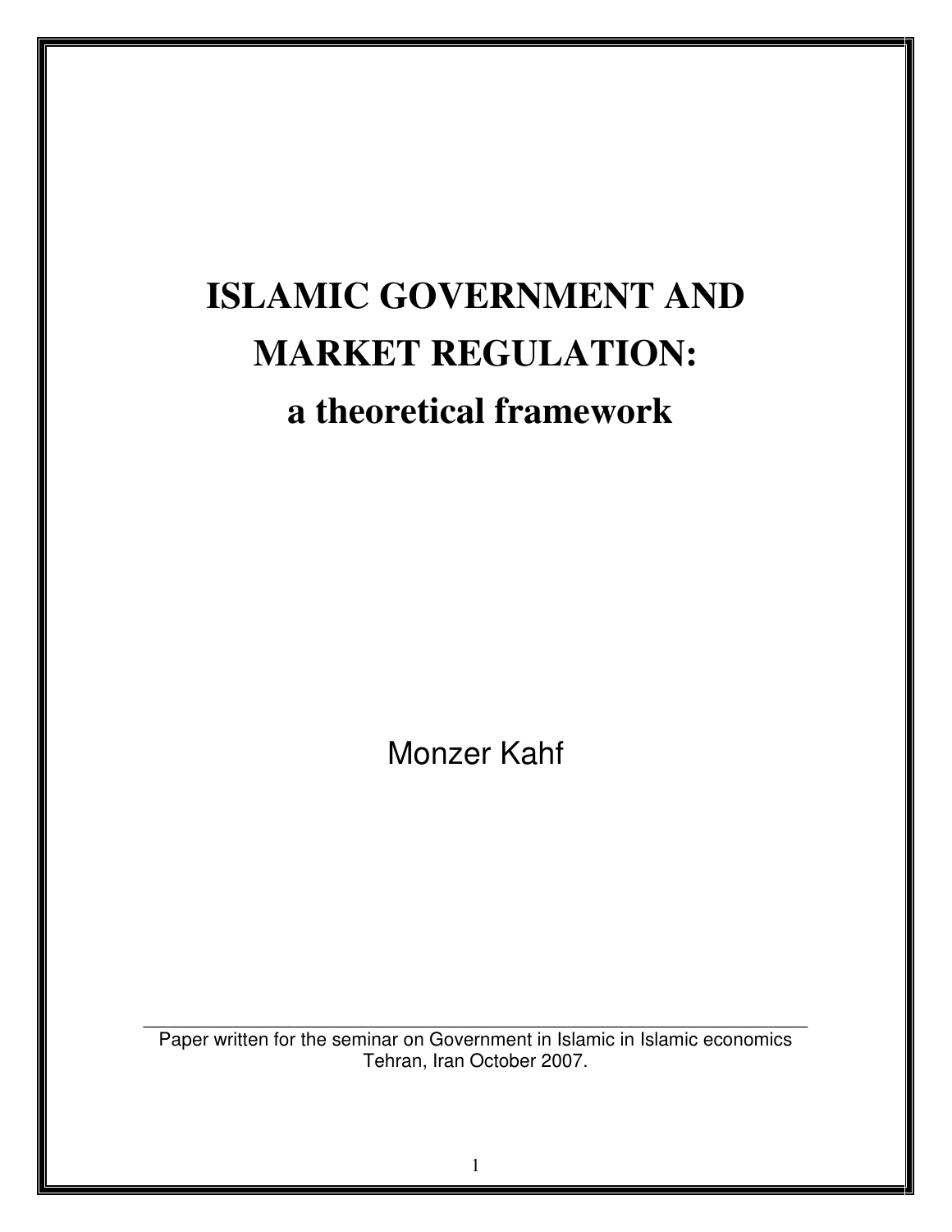# ISLAMIC GOVERNMENT AND MARKET REGULATION:
# a theoretical framework

Monzer Kahf

---

Paper written for the seminar on Government in Islamic in Islamic economics
Tehran, Iran October 2007.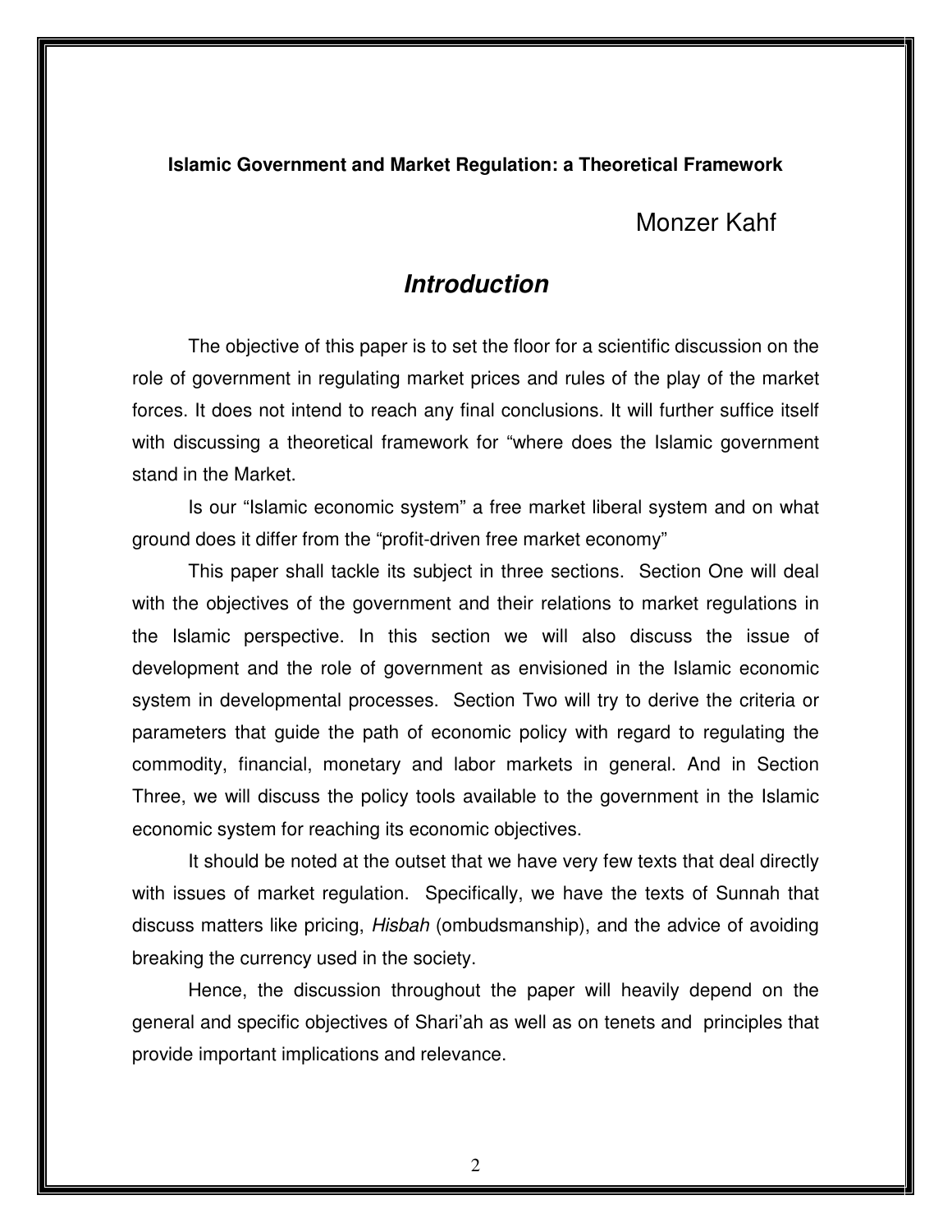**Islamic Government and Market Regulation: a Theoretical Framework**

Monzer Kahf

## *Introduction*

The objective of this paper is to set the floor for a scientific discussion on the role of government in regulating market prices and rules of the play of the market forces. It does not intend to reach any final conclusions. It will further suffice itself with discussing a theoretical framework for "where does the Islamic government stand in the Market.

Is our "Islamic economic system" a free market liberal system and on what ground does it differ from the "profit-driven free market economy"

This paper shall tackle its subject in three sections. Section One will deal with the objectives of the government and their relations to market regulations in the Islamic perspective. In this section we will also discuss the issue of development and the role of government as envisioned in the Islamic economic system in developmental processes. Section Two will try to derive the criteria or parameters that guide the path of economic policy with regard to regulating the commodity, financial, monetary and labor markets in general. And in Section Three, we will discuss the policy tools available to the government in the Islamic economic system for reaching its economic objectives.

It should be noted at the outset that we have very few texts that deal directly with issues of market regulation. Specifically, we have the texts of Sunnah that discuss matters like pricing, *Hisbah* (ombudsmanship), and the advice of avoiding breaking the currency used in the society.

Hence, the discussion throughout the paper will heavily depend on the general and specific objectives of Shari'ah as well as on tenets and principles that provide important implications and relevance.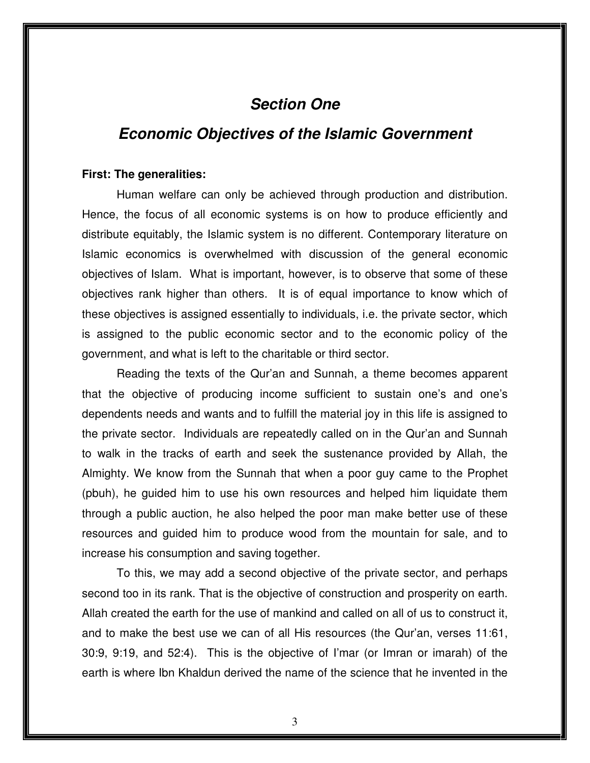## *Section One*

## *Economic Objectives of the Islamic Government*

**First: The generalities:**

Human welfare can only be achieved through production and distribution. Hence, the focus of all economic systems is on how to produce efficiently and distribute equitably, the Islamic system is no different. Contemporary literature on Islamic economics is overwhelmed with discussion of the general economic objectives of Islam. What is important, however, is to observe that some of these objectives rank higher than others. It is of equal importance to know which of these objectives is assigned essentially to individuals, i.e. the private sector, which is assigned to the public economic sector and to the economic policy of the government, and what is left to the charitable or third sector.

Reading the texts of the Qur'an and Sunnah, a theme becomes apparent that the objective of producing income sufficient to sustain one's and one's dependents needs and wants and to fulfill the material joy in this life is assigned to the private sector. Individuals are repeatedly called on in the Qur'an and Sunnah to walk in the tracks of earth and seek the sustenance provided by Allah, the Almighty. We know from the Sunnah that when a poor guy came to the Prophet (pbuh), he guided him to use his own resources and helped him liquidate them through a public auction, he also helped the poor man make better use of these resources and guided him to produce wood from the mountain for sale, and to increase his consumption and saving together.

To this, we may add a second objective of the private sector, and perhaps second too in its rank. That is the objective of construction and prosperity on earth. Allah created the earth for the use of mankind and called on all of us to construct it, and to make the best use we can of all His resources (the Qur'an, verses 11:61, 30:9, 9:19, and 52:4). This is the objective of I'mar (or Imran or imarah) of the earth is where Ibn Khaldun derived the name of the science that he invented in the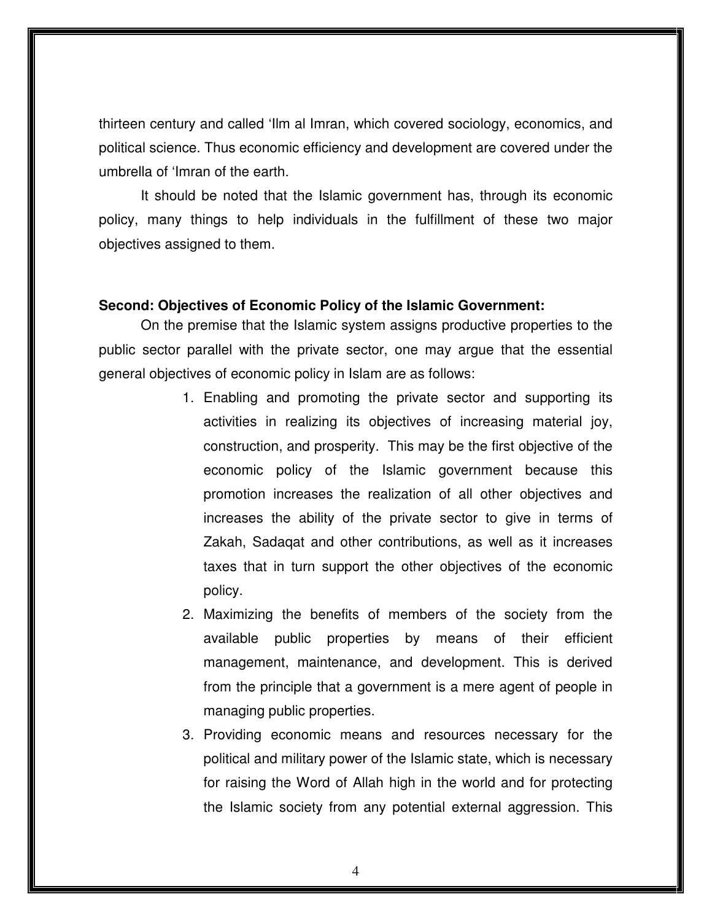thirteen century and called ‘Ilm al Imran, which covered sociology, economics, and political science. Thus economic efficiency and development are covered under the umbrella of ‘Imran of the earth.

It should be noted that the Islamic government has, through its economic policy, many things to help individuals in the fulfillment of these two major objectives assigned to them.

**Second: Objectives of Economic Policy of the Islamic Government:**

On the premise that the Islamic system assigns productive properties to the public sector parallel with the private sector, one may argue that the essential general objectives of economic policy in Islam are as follows:

1. Enabling and promoting the private sector and supporting its activities in realizing its objectives of increasing material joy, construction, and prosperity. This may be the first objective of the economic policy of the Islamic government because this promotion increases the realization of all other objectives and increases the ability of the private sector to give in terms of Zakah, Sadaqat and other contributions, as well as it increases taxes that in turn support the other objectives of the economic policy.
2. Maximizing the benefits of members of the society from the available public properties by means of their efficient management, maintenance, and development. This is derived from the principle that a government is a mere agent of people in managing public properties.
3. Providing economic means and resources necessary for the political and military power of the Islamic state, which is necessary for raising the Word of Allah high in the world and for protecting the Islamic society from any potential external aggression. This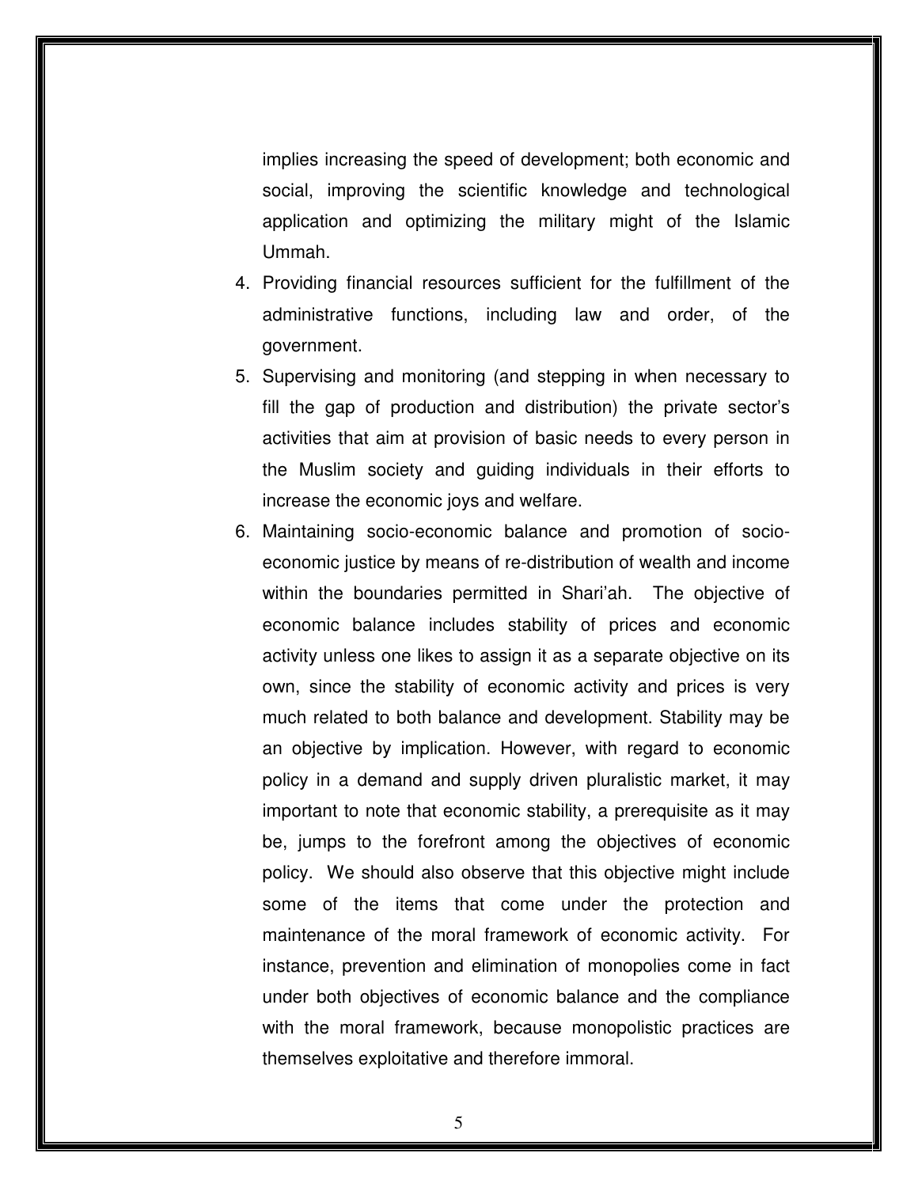implies increasing the speed of development; both economic and social, improving the scientific knowledge and technological application and optimizing the military might of the Islamic Ummah.

4. Providing financial resources sufficient for the fulfillment of the administrative functions, including law and order, of the government.
5. Supervising and monitoring (and stepping in when necessary to fill the gap of production and distribution) the private sector's activities that aim at provision of basic needs to every person in the Muslim society and guiding individuals in their efforts to increase the economic joys and welfare.
6. Maintaining socio-economic balance and promotion of socio-economic justice by means of re-distribution of wealth and income within the boundaries permitted in Shari'ah. The objective of economic balance includes stability of prices and economic activity unless one likes to assign it as a separate objective on its own, since the stability of economic activity and prices is very much related to both balance and development. Stability may be an objective by implication. However, with regard to economic policy in a demand and supply driven pluralistic market, it may important to note that economic stability, a prerequisite as it may be, jumps to the forefront among the objectives of economic policy. We should also observe that this objective might include some of the items that come under the protection and maintenance of the moral framework of economic activity. For instance, prevention and elimination of monopolies come in fact under both objectives of economic balance and the compliance with the moral framework, because monopolistic practices are themselves exploitative and therefore immoral.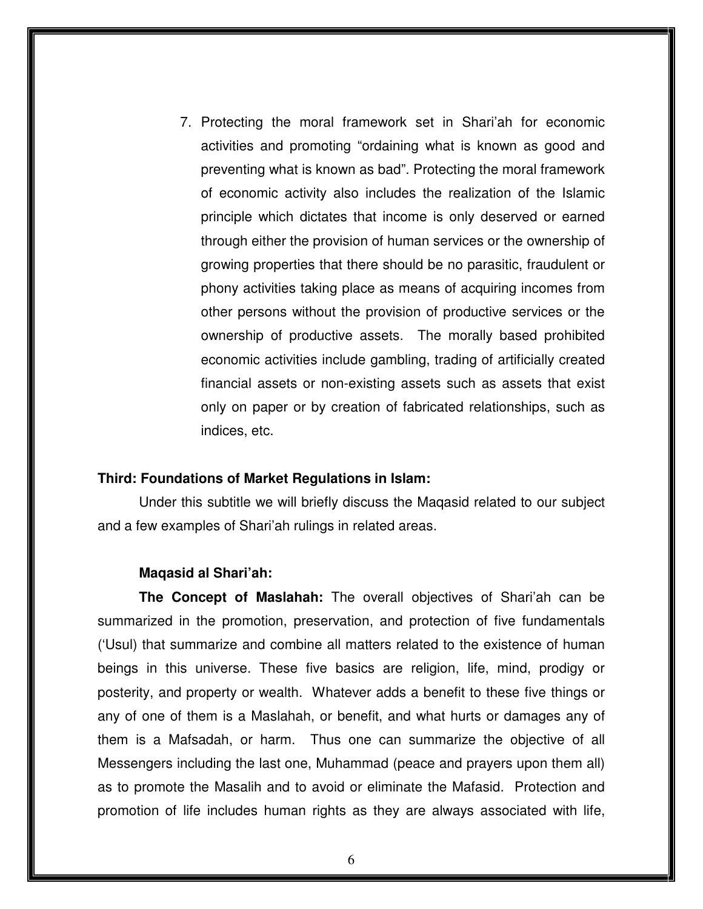7. Protecting the moral framework set in Shari'ah for economic activities and promoting "ordaining what is known as good and preventing what is known as bad". Protecting the moral framework of economic activity also includes the realization of the Islamic principle which dictates that income is only deserved or earned through either the provision of human services or the ownership of growing properties that there should be no parasitic, fraudulent or phony activities taking place as means of acquiring incomes from other persons without the provision of productive services or the ownership of productive assets. The morally based prohibited economic activities include gambling, trading of artificially created financial assets or non-existing assets such as assets that exist only on paper or by creation of fabricated relationships, such as indices, etc.

**Third: Foundations of Market Regulations in Islam:**

Under this subtitle we will briefly discuss the Maqasid related to our subject and a few examples of Shari'ah rulings in related areas.

**Maqasid al Shari'ah:**

**The Concept of Maslahah:** The overall objectives of Shari'ah can be summarized in the promotion, preservation, and protection of five fundamentals ('Usul) that summarize and combine all matters related to the existence of human beings in this universe. These five basics are religion, life, mind, prodigy or posterity, and property or wealth. Whatever adds a benefit to these five things or any of one of them is a Maslahah, or benefit, and what hurts or damages any of them is a Mafsadah, or harm. Thus one can summarize the objective of all Messengers including the last one, Muhammad (peace and prayers upon them all) as to promote the Masalih and to avoid or eliminate the Mafasid. Protection and promotion of life includes human rights as they are always associated with life,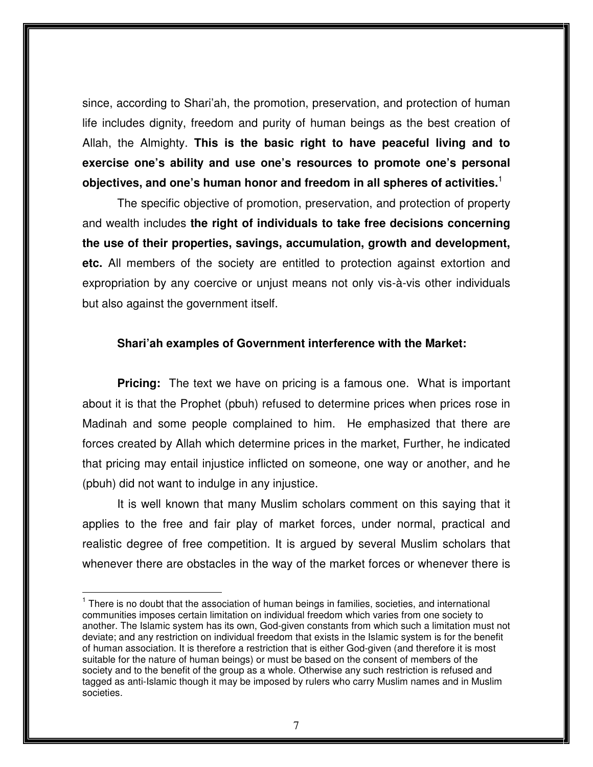since, according to Shari'ah, the promotion, preservation, and protection of human life includes dignity, freedom and purity of human beings as the best creation of Allah, the Almighty. **This is the basic right to have peaceful living and to exercise one's ability and use one's resources to promote one's personal objectives, and one's human honor and freedom in all spheres of activities.**[1]

The specific objective of promotion, preservation, and protection of property and wealth includes **the right of individuals to take free decisions concerning the use of their properties, savings, accumulation, growth and development, etc.** All members of the society are entitled to protection against extortion and expropriation by any coercive or unjust means not only vis-à-vis other individuals but also against the government itself.

**Shari'ah examples of Government interference with the Market:**

**Pricing:** The text we have on pricing is a famous one. What is important about it is that the Prophet (pbuh) refused to determine prices when prices rose in Madinah and some people complained to him. He emphasized that there are forces created by Allah which determine prices in the market, Further, he indicated that pricing may entail injustice inflicted on someone, one way or another, and he (pbuh) did not want to indulge in any injustice.

It is well known that many Muslim scholars comment on this saying that it applies to the free and fair play of market forces, under normal, practical and realistic degree of free competition. It is argued by several Muslim scholars that whenever there are obstacles in the way of the market forces or whenever there is

[1] There is no doubt that the association of human beings in families, societies, and international communities imposes certain limitation on individual freedom which varies from one society to another. The Islamic system has its own, God-given constants from which such a limitation must not deviate; and any restriction on individual freedom that exists in the Islamic system is for the benefit of human association. It is therefore a restriction that is either God-given (and therefore it is most suitable for the nature of human beings) or must be based on the consent of members of the society and to the benefit of the group as a whole. Otherwise any such restriction is refused and tagged as anti-Islamic though it may be imposed by rulers who carry Muslim names and in Muslim societies.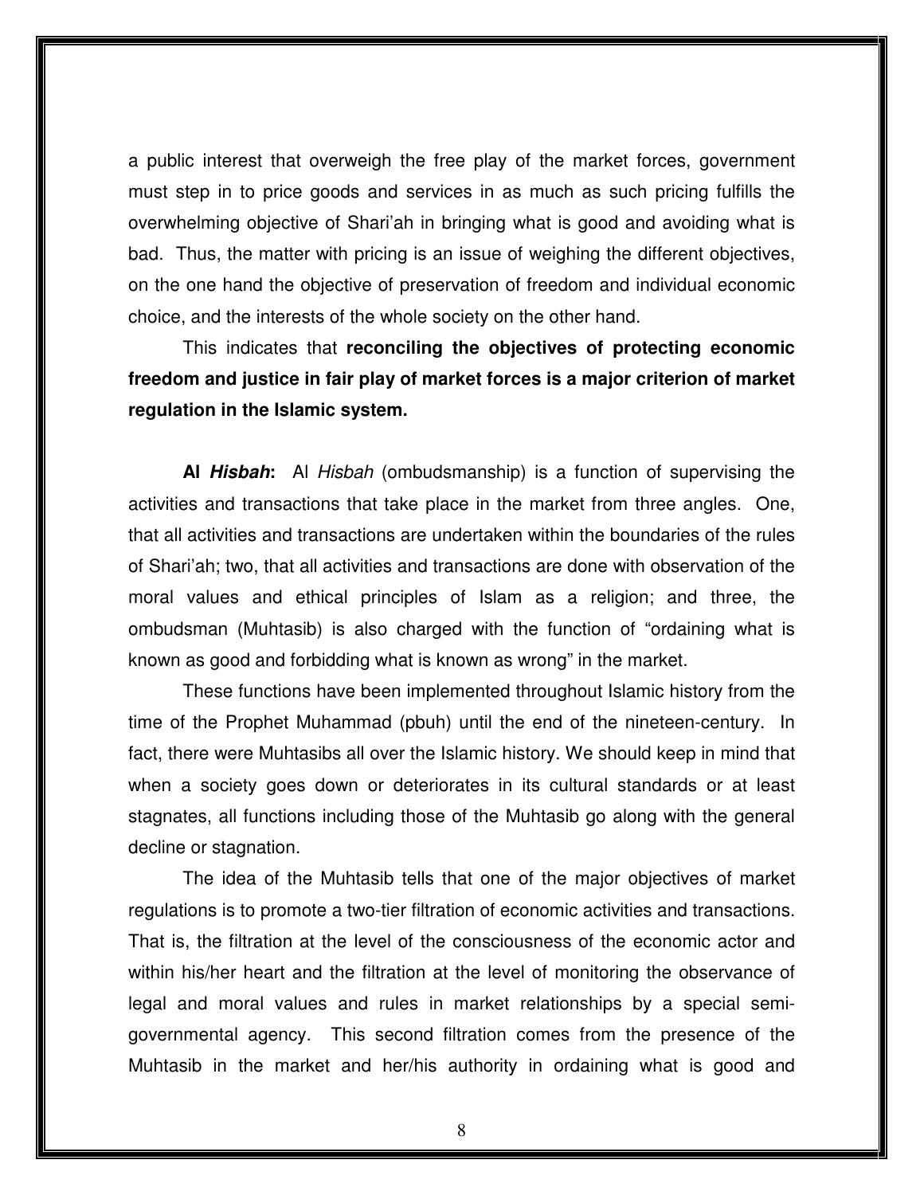a public interest that overweigh the free play of the market forces, government must step in to price goods and services in as much as such pricing fulfills the overwhelming objective of Shari'ah in bringing what is good and avoiding what is bad. Thus, the matter with pricing is an issue of weighing the different objectives, on the one hand the objective of preservation of freedom and individual economic choice, and the interests of the whole society on the other hand.

This indicates that **reconciling the objectives of protecting economic freedom and justice in fair play of market forces is a major criterion of market regulation in the Islamic system.**

**Al *Hisbah*:** Al *Hisbah* (ombudsmanship) is a function of supervising the activities and transactions that take place in the market from three angles. One, that all activities and transactions are undertaken within the boundaries of the rules of Shari'ah; two, that all activities and transactions are done with observation of the moral values and ethical principles of Islam as a religion; and three, the ombudsman (Muhtasib) is also charged with the function of "ordaining what is known as good and forbidding what is known as wrong" in the market.

These functions have been implemented throughout Islamic history from the time of the Prophet Muhammad (pbuh) until the end of the nineteen-century. In fact, there were Muhtasibs all over the Islamic history. We should keep in mind that when a society goes down or deteriorates in its cultural standards or at least stagnates, all functions including those of the Muhtasib go along with the general decline or stagnation.

The idea of the Muhtasib tells that one of the major objectives of market regulations is to promote a two-tier filtration of economic activities and transactions. That is, the filtration at the level of the consciousness of the economic actor and within his/her heart and the filtration at the level of monitoring the observance of legal and moral values and rules in market relationships by a special semi-governmental agency. This second filtration comes from the presence of the Muhtasib in the market and her/his authority in ordaining what is good and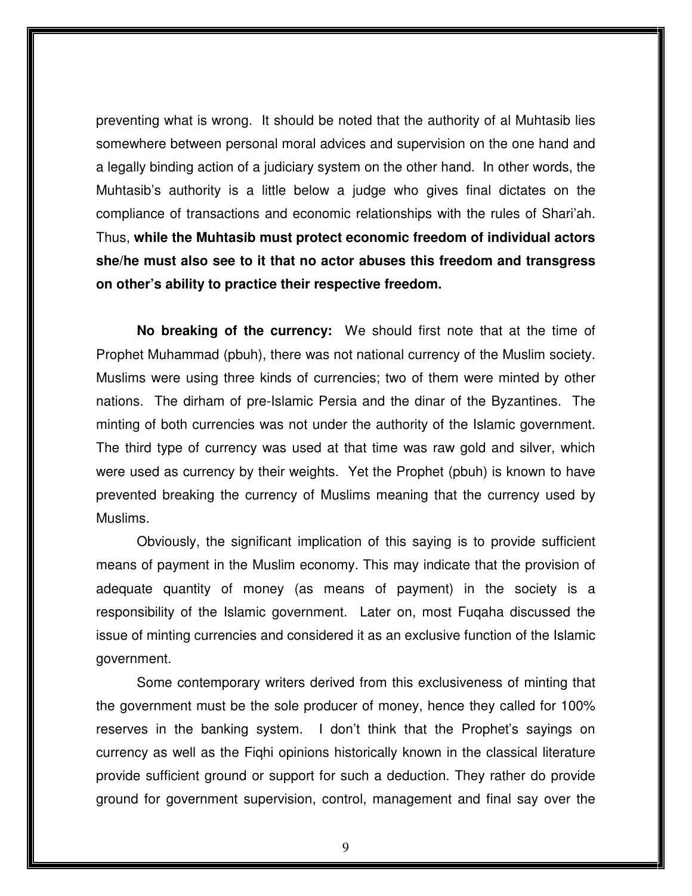preventing what is wrong. It should be noted that the authority of al Muhtasib lies somewhere between personal moral advices and supervision on the one hand and a legally binding action of a judiciary system on the other hand. In other words, the Muhtasib's authority is a little below a judge who gives final dictates on the compliance of transactions and economic relationships with the rules of Shari'ah. Thus, **while the Muhtasib must protect economic freedom of individual actors she/he must also see to it that no actor abuses this freedom and transgress on other's ability to practice their respective freedom.**

**No breaking of the currency:** We should first note that at the time of Prophet Muhammad (pbuh), there was not national currency of the Muslim society. Muslims were using three kinds of currencies; two of them were minted by other nations. The dirham of pre-Islamic Persia and the dinar of the Byzantines. The minting of both currencies was not under the authority of the Islamic government. The third type of currency was used at that time was raw gold and silver, which were used as currency by their weights. Yet the Prophet (pbuh) is known to have prevented breaking the currency of Muslims meaning that the currency used by Muslims.

Obviously, the significant implication of this saying is to provide sufficient means of payment in the Muslim economy. This may indicate that the provision of adequate quantity of money (as means of payment) in the society is a responsibility of the Islamic government. Later on, most Fuqaha discussed the issue of minting currencies and considered it as an exclusive function of the Islamic government.

Some contemporary writers derived from this exclusiveness of minting that the government must be the sole producer of money, hence they called for 100% reserves in the banking system. I don't think that the Prophet's sayings on currency as well as the Fiqhi opinions historically known in the classical literature provide sufficient ground or support for such a deduction. They rather do provide ground for government supervision, control, management and final say over the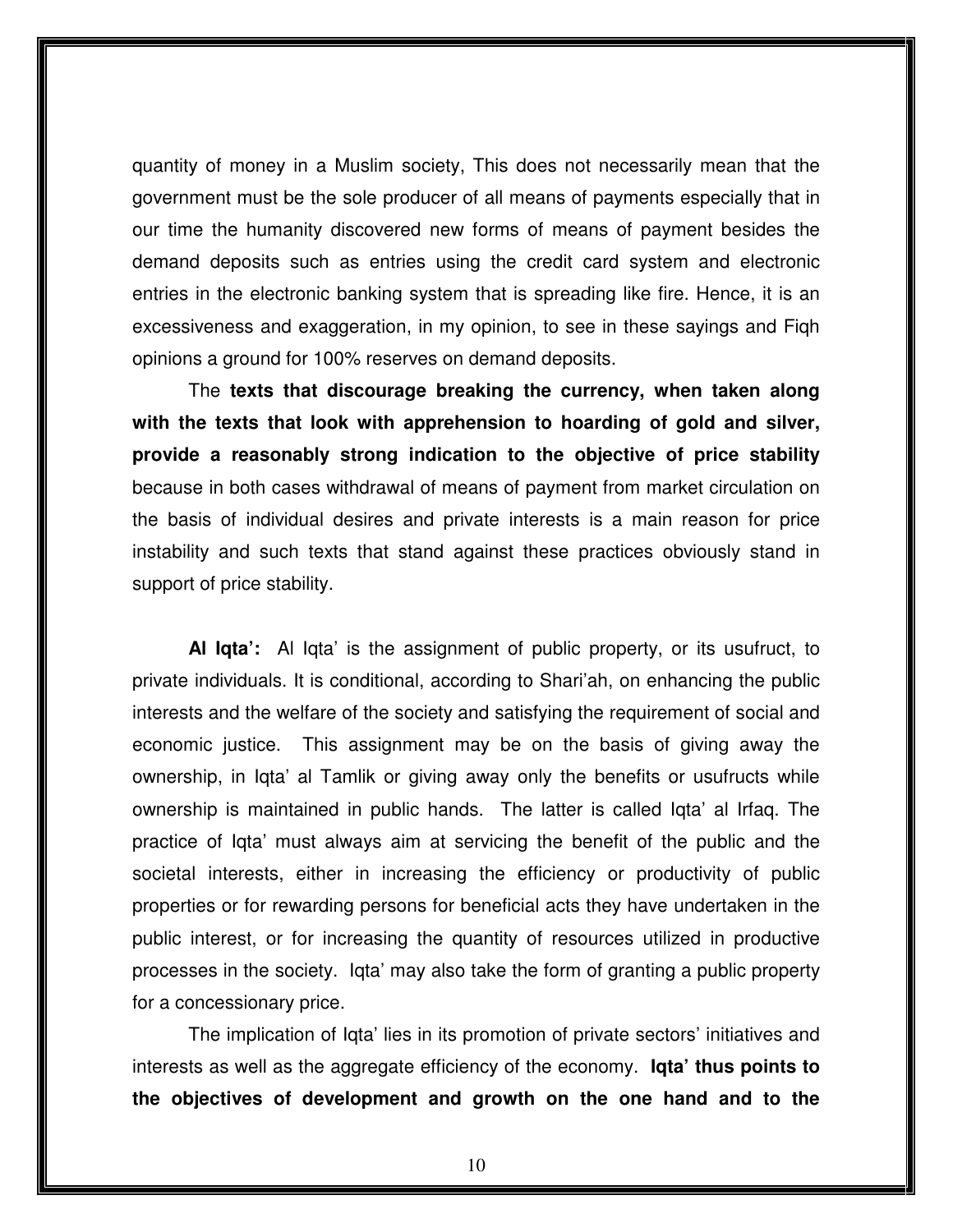quantity of money in a Muslim society, This does not necessarily mean that the government must be the sole producer of all means of payments especially that in our time the humanity discovered new forms of means of payment besides the demand deposits such as entries using the credit card system and electronic entries in the electronic banking system that is spreading like fire. Hence, it is an excessiveness and exaggeration, in my opinion, to see in these sayings and Fiqh opinions a ground for 100% reserves on demand deposits.

The **texts that discourage breaking the currency, when taken along with the texts that look with apprehension to hoarding of gold and silver, provide a reasonably strong indication to the objective of price stability** because in both cases withdrawal of means of payment from market circulation on the basis of individual desires and private interests is a main reason for price instability and such texts that stand against these practices obviously stand in support of price stability.

**Al Iqta':** Al Iqta' is the assignment of public property, or its usufruct, to private individuals. It is conditional, according to Shari'ah, on enhancing the public interests and the welfare of the society and satisfying the requirement of social and economic justice. This assignment may be on the basis of giving away the ownership, in Iqta' al Tamlik or giving away only the benefits or usufructs while ownership is maintained in public hands. The latter is called Iqta' al Irfaq. The practice of Iqta' must always aim at servicing the benefit of the public and the societal interests, either in increasing the efficiency or productivity of public properties or for rewarding persons for beneficial acts they have undertaken in the public interest, or for increasing the quantity of resources utilized in productive processes in the society. Iqta' may also take the form of granting a public property for a concessionary price.

The implication of Iqta' lies in its promotion of private sectors' initiatives and interests as well as the aggregate efficiency of the economy. **Iqta' thus points to the objectives of development and growth on the one hand and to the**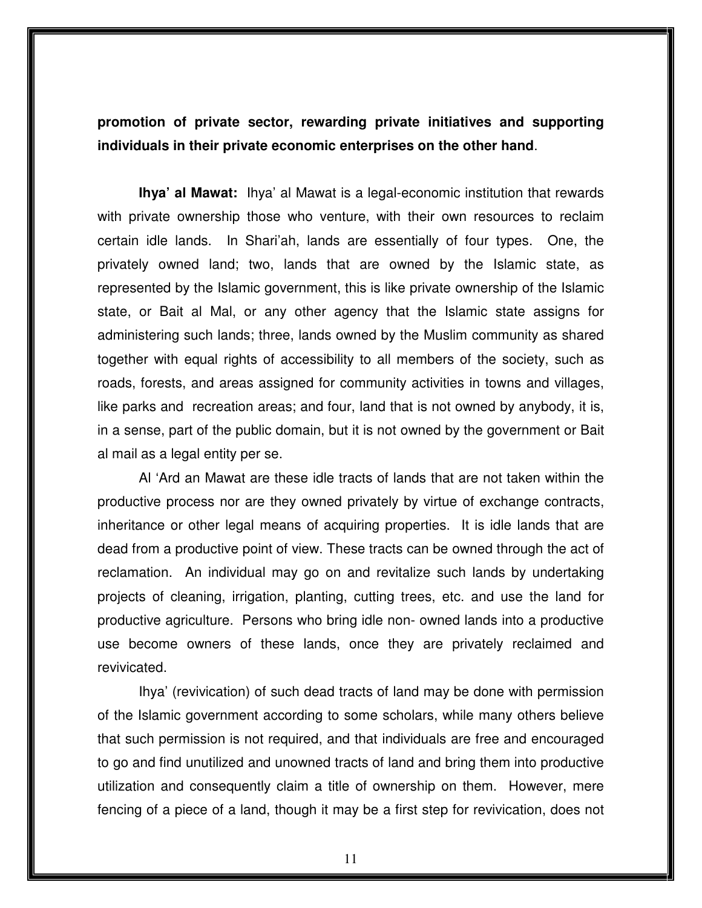**promotion of private sector, rewarding private initiatives and supporting individuals in their private economic enterprises on the other hand**.

**Ihya' al Mawat:** Ihya' al Mawat is a legal-economic institution that rewards with private ownership those who venture, with their own resources to reclaim certain idle lands. In Shari'ah, lands are essentially of four types. One, the privately owned land; two, lands that are owned by the Islamic state, as represented by the Islamic government, this is like private ownership of the Islamic state, or Bait al Mal, or any other agency that the Islamic state assigns for administering such lands; three, lands owned by the Muslim community as shared together with equal rights of accessibility to all members of the society, such as roads, forests, and areas assigned for community activities in towns and villages, like parks and recreation areas; and four, land that is not owned by anybody, it is, in a sense, part of the public domain, but it is not owned by the government or Bait al mail as a legal entity per se.

Al 'Ard an Mawat are these idle tracts of lands that are not taken within the productive process nor are they owned privately by virtue of exchange contracts, inheritance or other legal means of acquiring properties. It is idle lands that are dead from a productive point of view. These tracts can be owned through the act of reclamation. An individual may go on and revitalize such lands by undertaking projects of cleaning, irrigation, planting, cutting trees, etc. and use the land for productive agriculture. Persons who bring idle non- owned lands into a productive use become owners of these lands, once they are privately reclaimed and revivicated.

Ihya' (revivication) of such dead tracts of land may be done with permission of the Islamic government according to some scholars, while many others believe that such permission is not required, and that individuals are free and encouraged to go and find unutilized and unowned tracts of land and bring them into productive utilization and consequently claim a title of ownership on them. However, mere fencing of a piece of a land, though it may be a first step for revivication, does not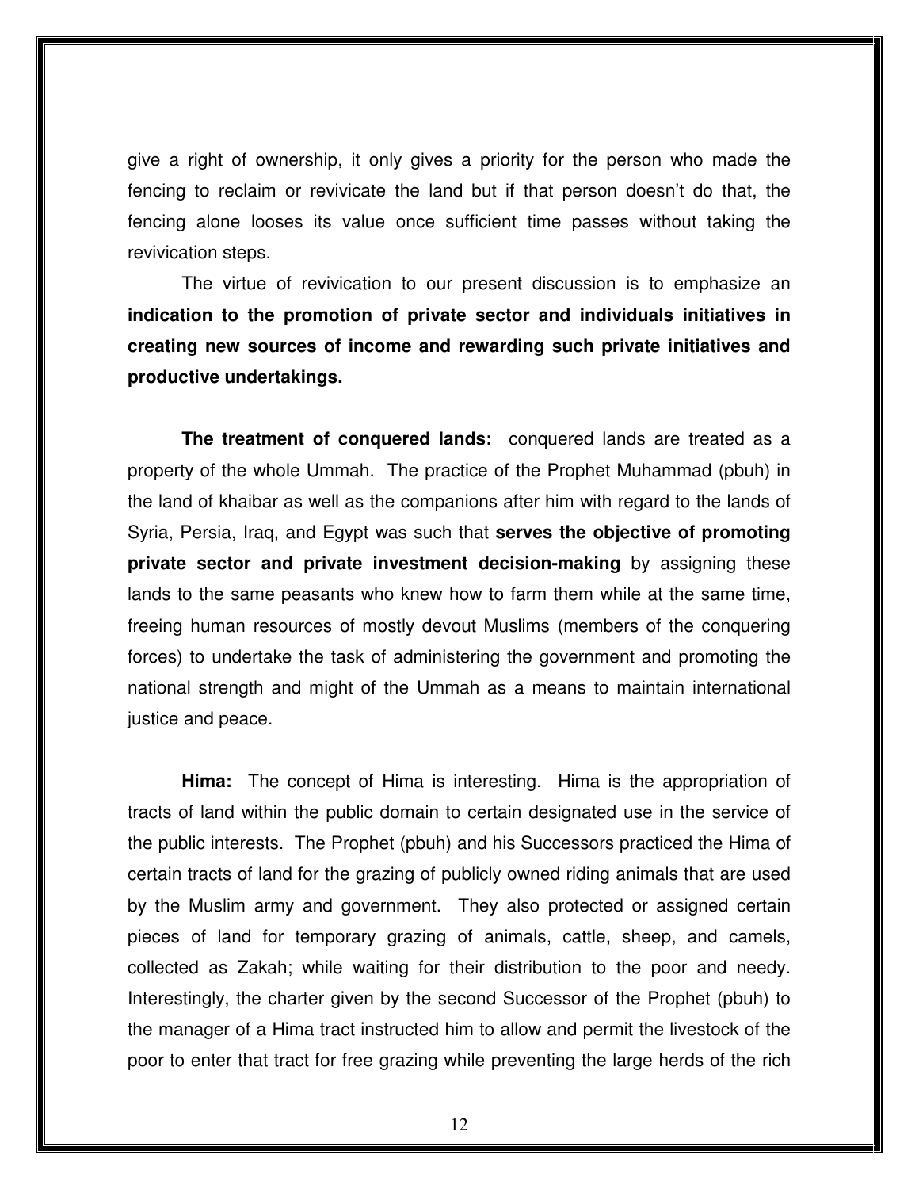give a right of ownership, it only gives a priority for the person who made the fencing to reclaim or revivicate the land but if that person doesn't do that, the fencing alone looses its value once sufficient time passes without taking the revivication steps.

The virtue of revivication to our present discussion is to emphasize an **indication to the promotion of private sector and individuals initiatives in creating new sources of income and rewarding such private initiatives and productive undertakings.**

**The treatment of conquered lands:** conquered lands are treated as a property of the whole Ummah. The practice of the Prophet Muhammad (pbuh) in the land of khaibar as well as the companions after him with regard to the lands of Syria, Persia, Iraq, and Egypt was such that **serves the objective of promoting private sector and private investment decision-making** by assigning these lands to the same peasants who knew how to farm them while at the same time, freeing human resources of mostly devout Muslims (members of the conquering forces) to undertake the task of administering the government and promoting the national strength and might of the Ummah as a means to maintain international justice and peace.

**Hima:** The concept of Hima is interesting. Hima is the appropriation of tracts of land within the public domain to certain designated use in the service of the public interests. The Prophet (pbuh) and his Successors practiced the Hima of certain tracts of land for the grazing of publicly owned riding animals that are used by the Muslim army and government. They also protected or assigned certain pieces of land for temporary grazing of animals, cattle, sheep, and camels, collected as Zakah; while waiting for their distribution to the poor and needy. Interestingly, the charter given by the second Successor of the Prophet (pbuh) to the manager of a Hima tract instructed him to allow and permit the livestock of the poor to enter that tract for free grazing while preventing the large herds of the rich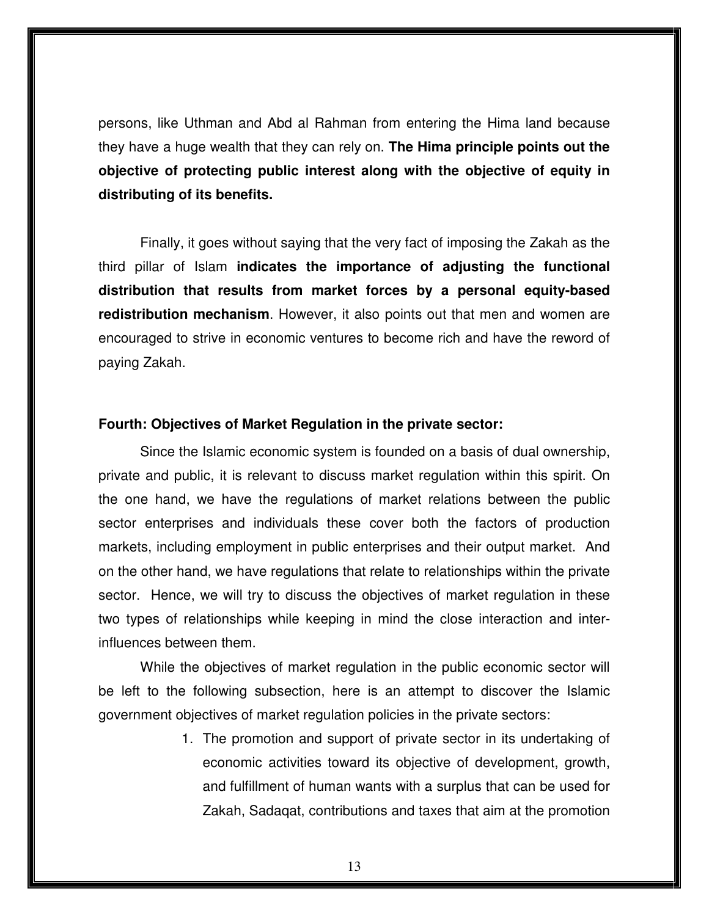persons, like Uthman and Abd al Rahman from entering the Hima land because they have a huge wealth that they can rely on. **The Hima principle points out the objective of protecting public interest along with the objective of equity in distributing of its benefits.**

Finally, it goes without saying that the very fact of imposing the Zakah as the third pillar of Islam **indicates the importance of adjusting the functional distribution that results from market forces by a personal equity-based redistribution mechanism**. However, it also points out that men and women are encouraged to strive in economic ventures to become rich and have the reword of paying Zakah.

**Fourth: Objectives of Market Regulation in the private sector:**

Since the Islamic economic system is founded on a basis of dual ownership, private and public, it is relevant to discuss market regulation within this spirit. On the one hand, we have the regulations of market relations between the public sector enterprises and individuals these cover both the factors of production markets, including employment in public enterprises and their output market. And on the other hand, we have regulations that relate to relationships within the private sector. Hence, we will try to discuss the objectives of market regulation in these two types of relationships while keeping in mind the close interaction and inter-influences between them.

While the objectives of market regulation in the public economic sector will be left to the following subsection, here is an attempt to discover the Islamic government objectives of market regulation policies in the private sectors:

1. The promotion and support of private sector in its undertaking of economic activities toward its objective of development, growth, and fulfillment of human wants with a surplus that can be used for Zakah, Sadaqat, contributions and taxes that aim at the promotion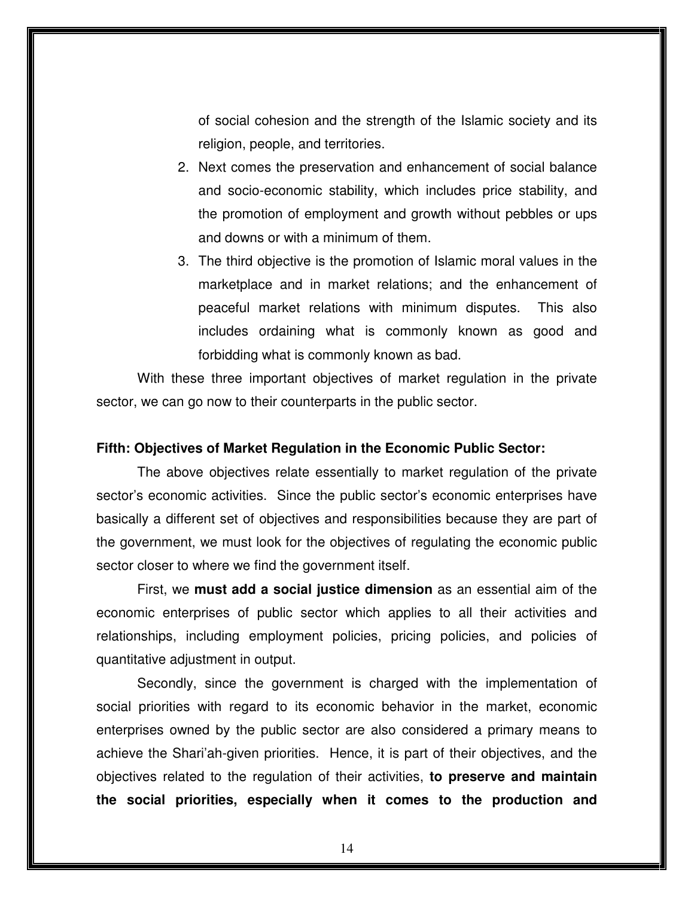of social cohesion and the strength of the Islamic society and its religion, people, and territories.

2. Next comes the preservation and enhancement of social balance and socio-economic stability, which includes price stability, and the promotion of employment and growth without pebbles or ups and downs or with a minimum of them.
3. The third objective is the promotion of Islamic moral values in the marketplace and in market relations; and the enhancement of peaceful market relations with minimum disputes. This also includes ordaining what is commonly known as good and forbidding what is commonly known as bad.

With these three important objectives of market regulation in the private sector, we can go now to their counterparts in the public sector.

**Fifth: Objectives of Market Regulation in the Economic Public Sector:**

The above objectives relate essentially to market regulation of the private sector's economic activities. Since the public sector's economic enterprises have basically a different set of objectives and responsibilities because they are part of the government, we must look for the objectives of regulating the economic public sector closer to where we find the government itself.

First, we **must add a social justice dimension** as an essential aim of the economic enterprises of public sector which applies to all their activities and relationships, including employment policies, pricing policies, and policies of quantitative adjustment in output.

Secondly, since the government is charged with the implementation of social priorities with regard to its economic behavior in the market, economic enterprises owned by the public sector are also considered a primary means to achieve the Shari'ah-given priorities. Hence, it is part of their objectives, and the objectives related to the regulation of their activities, **to preserve and maintain the social priorities, especially when it comes to the production and**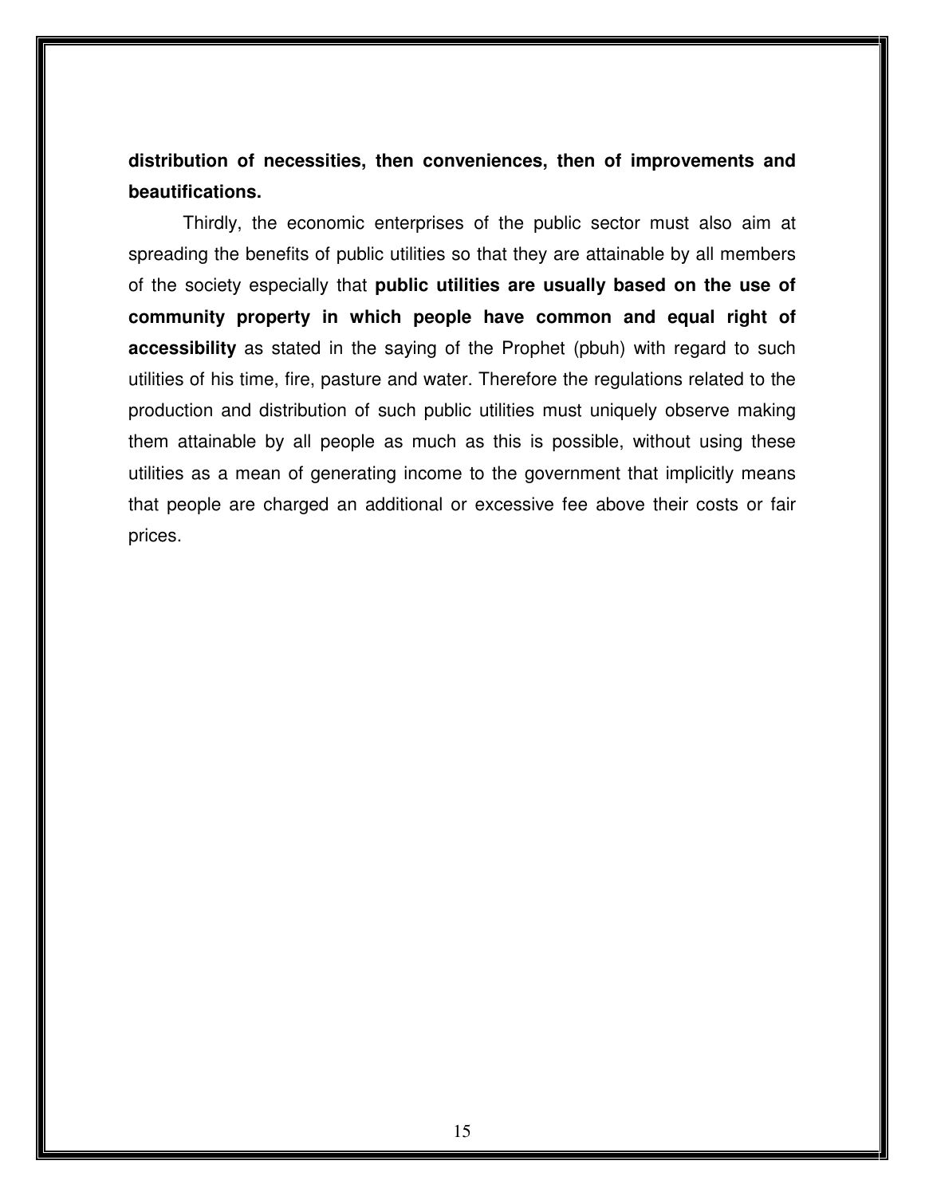**distribution of necessities, then conveniences, then of improvements and beautifications.**

Thirdly, the economic enterprises of the public sector must also aim at spreading the benefits of public utilities so that they are attainable by all members of the society especially that **public utilities are usually based on the use of community property in which people have common and equal right of accessibility** as stated in the saying of the Prophet (pbuh) with regard to such utilities of his time, fire, pasture and water. Therefore the regulations related to the production and distribution of such public utilities must uniquely observe making them attainable by all people as much as this is possible, without using these utilities as a mean of generating income to the government that implicitly means that people are charged an additional or excessive fee above their costs or fair prices.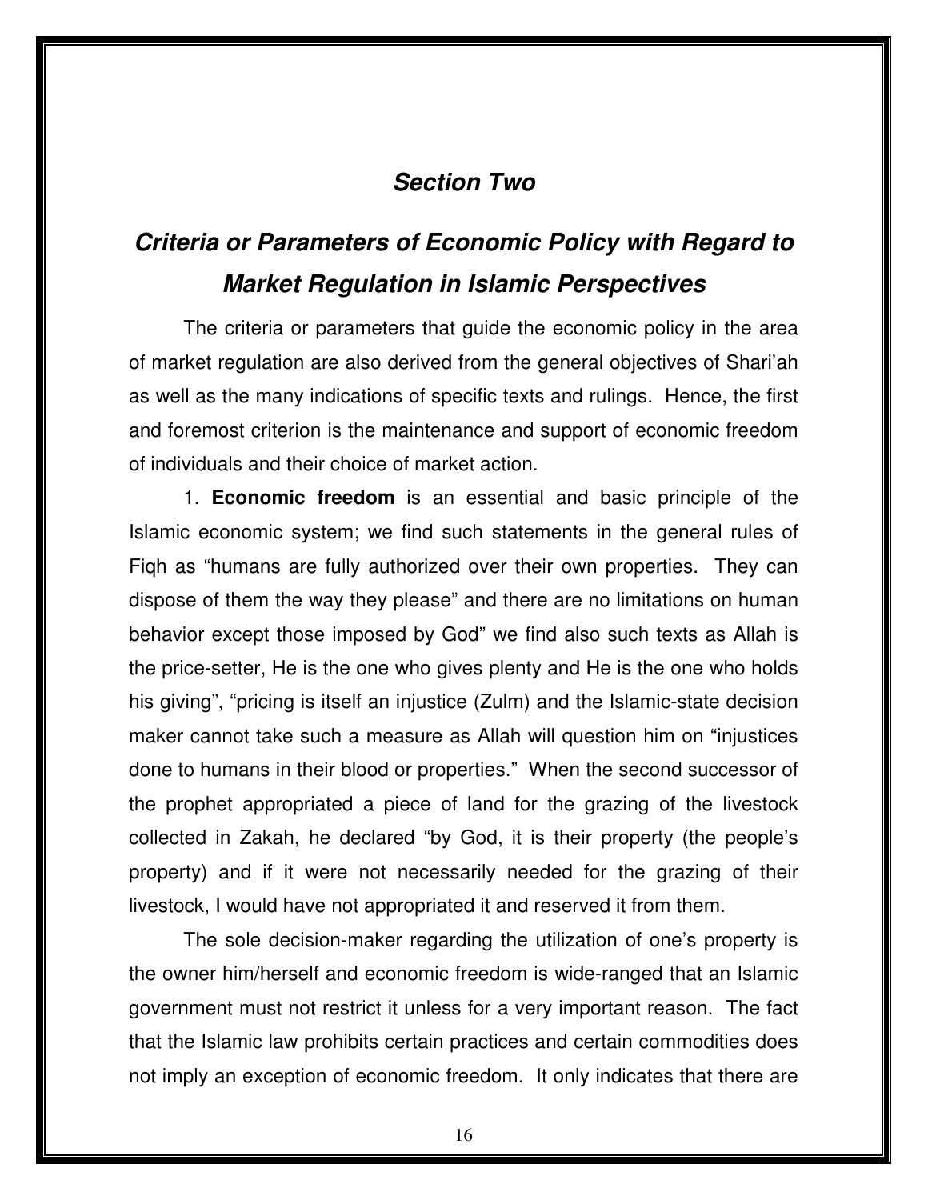## *Section Two*

## *Criteria or Parameters of Economic Policy with Regard to Market Regulation in Islamic Perspectives*

The criteria or parameters that guide the economic policy in the area of market regulation are also derived from the general objectives of Shari'ah as well as the many indications of specific texts and rulings. Hence, the first and foremost criterion is the maintenance and support of economic freedom of individuals and their choice of market action.

1. **Economic freedom** is an essential and basic principle of the Islamic economic system; we find such statements in the general rules of Fiqh as "humans are fully authorized over their own properties. They can dispose of them the way they please" and there are no limitations on human behavior except those imposed by God" we find also such texts as Allah is the price-setter, He is the one who gives plenty and He is the one who holds his giving", "pricing is itself an injustice (Zulm) and the Islamic-state decision maker cannot take such a measure as Allah will question him on "injustices done to humans in their blood or properties." When the second successor of the prophet appropriated a piece of land for the grazing of the livestock collected in Zakah, he declared "by God, it is their property (the people's property) and if it were not necessarily needed for the grazing of their livestock, I would have not appropriated it and reserved it from them.

The sole decision-maker regarding the utilization of one's property is the owner him/herself and economic freedom is wide-ranged that an Islamic government must not restrict it unless for a very important reason. The fact that the Islamic law prohibits certain practices and certain commodities does not imply an exception of economic freedom. It only indicates that there are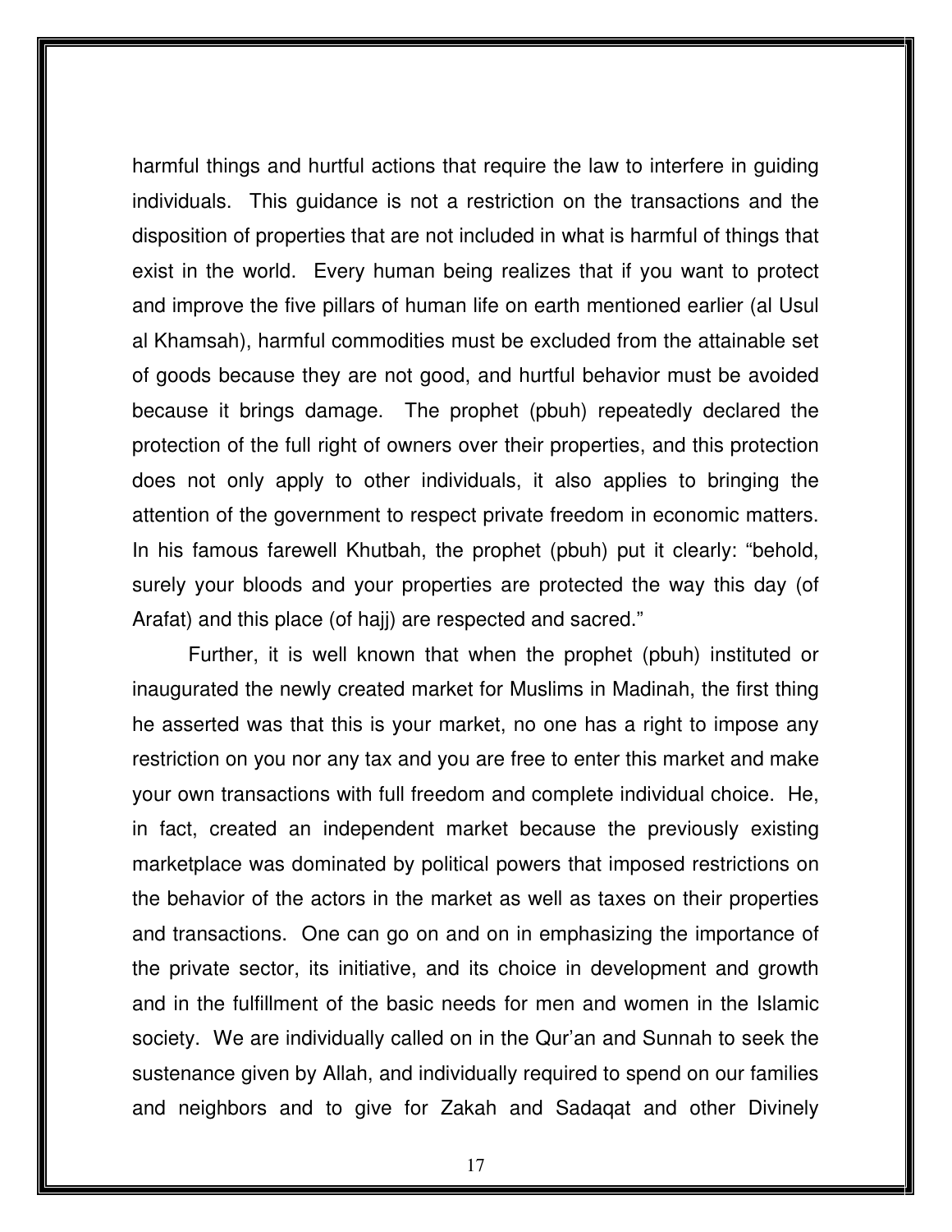harmful things and hurtful actions that require the law to interfere in guiding individuals. This guidance is not a restriction on the transactions and the disposition of properties that are not included in what is harmful of things that exist in the world. Every human being realizes that if you want to protect and improve the five pillars of human life on earth mentioned earlier (al Usul al Khamsah), harmful commodities must be excluded from the attainable set of goods because they are not good, and hurtful behavior must be avoided because it brings damage. The prophet (pbuh) repeatedly declared the protection of the full right of owners over their properties, and this protection does not only apply to other individuals, it also applies to bringing the attention of the government to respect private freedom in economic matters. In his famous farewell Khutbah, the prophet (pbuh) put it clearly: "behold, surely your bloods and your properties are protected the way this day (of Arafat) and this place (of hajj) are respected and sacred."

Further, it is well known that when the prophet (pbuh) instituted or inaugurated the newly created market for Muslims in Madinah, the first thing he asserted was that this is your market, no one has a right to impose any restriction on you nor any tax and you are free to enter this market and make your own transactions with full freedom and complete individual choice. He, in fact, created an independent market because the previously existing marketplace was dominated by political powers that imposed restrictions on the behavior of the actors in the market as well as taxes on their properties and transactions. One can go on and on in emphasizing the importance of the private sector, its initiative, and its choice in development and growth and in the fulfillment of the basic needs for men and women in the Islamic society. We are individually called on in the Qur'an and Sunnah to seek the sustenance given by Allah, and individually required to spend on our families and neighbors and to give for Zakah and Sadaqat and other Divinely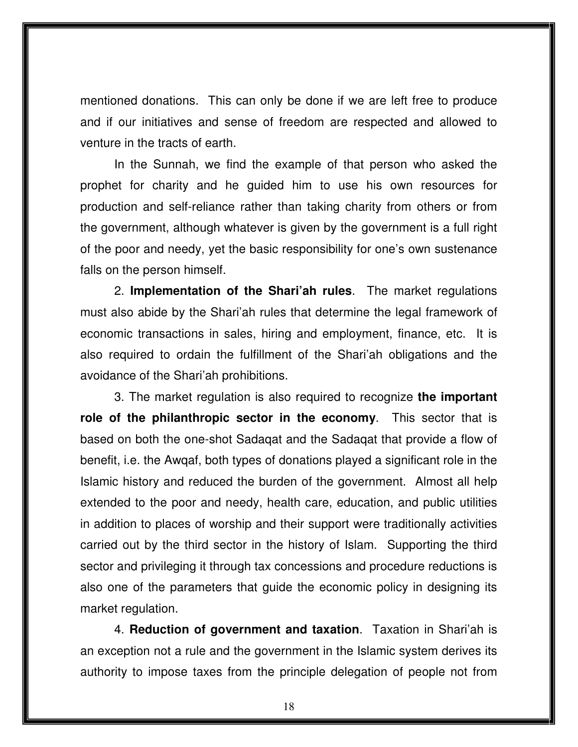mentioned donations. This can only be done if we are left free to produce and if our initiatives and sense of freedom are respected and allowed to venture in the tracts of earth.

In the Sunnah, we find the example of that person who asked the prophet for charity and he guided him to use his own resources for production and self-reliance rather than taking charity from others or from the government, although whatever is given by the government is a full right of the poor and needy, yet the basic responsibility for one's own sustenance falls on the person himself.

2. **Implementation of the Shari'ah rules**. The market regulations must also abide by the Shari'ah rules that determine the legal framework of economic transactions in sales, hiring and employment, finance, etc. It is also required to ordain the fulfillment of the Shari'ah obligations and the avoidance of the Shari'ah prohibitions.

3. The market regulation is also required to recognize **the important role of the philanthropic sector in the economy**. This sector that is based on both the one-shot Sadaqat and the Sadaqat that provide a flow of benefit, i.e. the Awqaf, both types of donations played a significant role in the Islamic history and reduced the burden of the government. Almost all help extended to the poor and needy, health care, education, and public utilities in addition to places of worship and their support were traditionally activities carried out by the third sector in the history of Islam. Supporting the third sector and privileging it through tax concessions and procedure reductions is also one of the parameters that guide the economic policy in designing its market regulation.

4. **Reduction of government and taxation**. Taxation in Shari'ah is an exception not a rule and the government in the Islamic system derives its authority to impose taxes from the principle delegation of people not from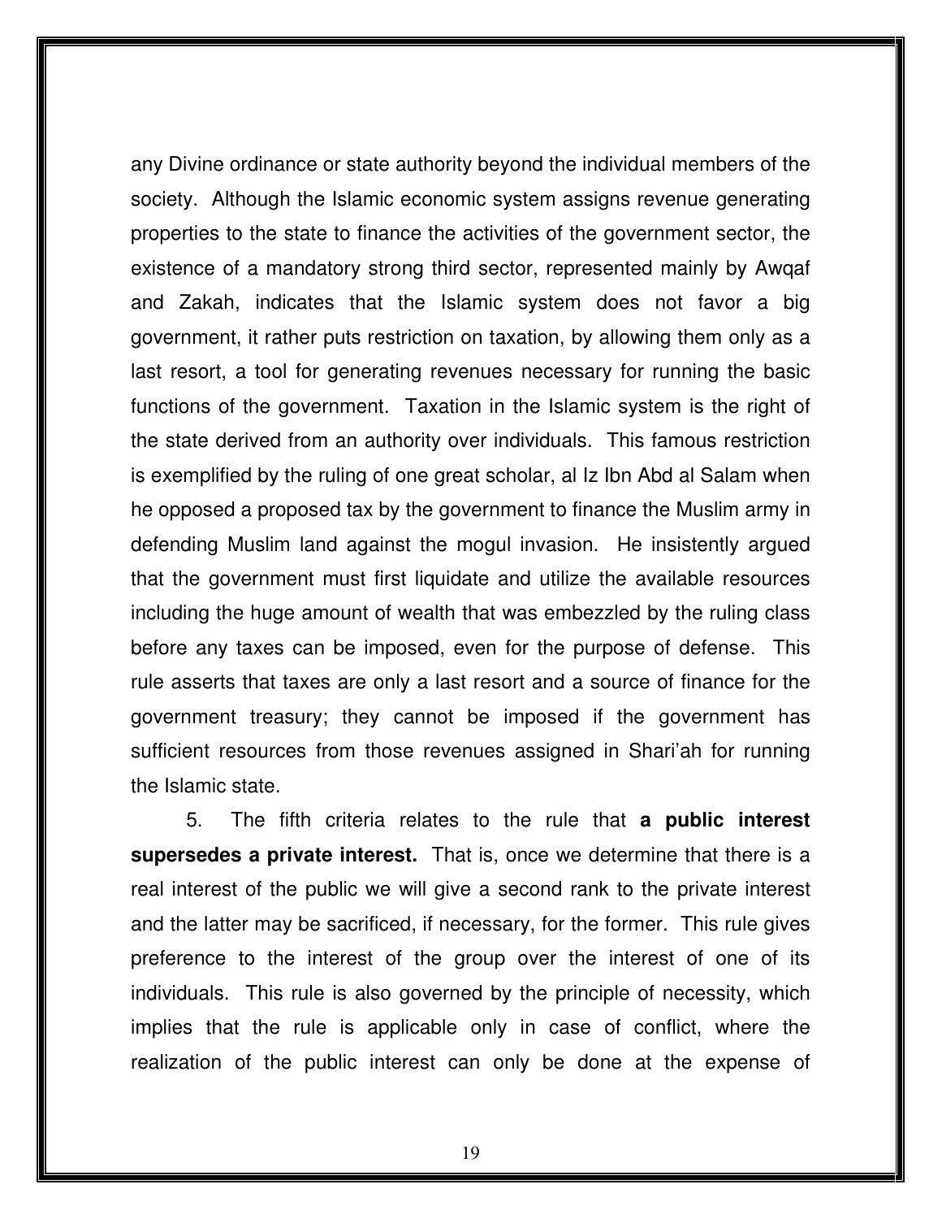any Divine ordinance or state authority beyond the individual members of the society. Although the Islamic economic system assigns revenue generating properties to the state to finance the activities of the government sector, the existence of a mandatory strong third sector, represented mainly by Awqaf and Zakah, indicates that the Islamic system does not favor a big government, it rather puts restriction on taxation, by allowing them only as a last resort, a tool for generating revenues necessary for running the basic functions of the government. Taxation in the Islamic system is the right of the state derived from an authority over individuals. This famous restriction is exemplified by the ruling of one great scholar, al Iz Ibn Abd al Salam when he opposed a proposed tax by the government to finance the Muslim army in defending Muslim land against the mogul invasion. He insistently argued that the government must first liquidate and utilize the available resources including the huge amount of wealth that was embezzled by the ruling class before any taxes can be imposed, even for the purpose of defense. This rule asserts that taxes are only a last resort and a source of finance for the government treasury; they cannot be imposed if the government has sufficient resources from those revenues assigned in Shari'ah for running the Islamic state.

5. The fifth criteria relates to the rule that **a public interest supersedes a private interest.** That is, once we determine that there is a real interest of the public we will give a second rank to the private interest and the latter may be sacrificed, if necessary, for the former. This rule gives preference to the interest of the group over the interest of one of its individuals. This rule is also governed by the principle of necessity, which implies that the rule is applicable only in case of conflict, where the realization of the public interest can only be done at the expense of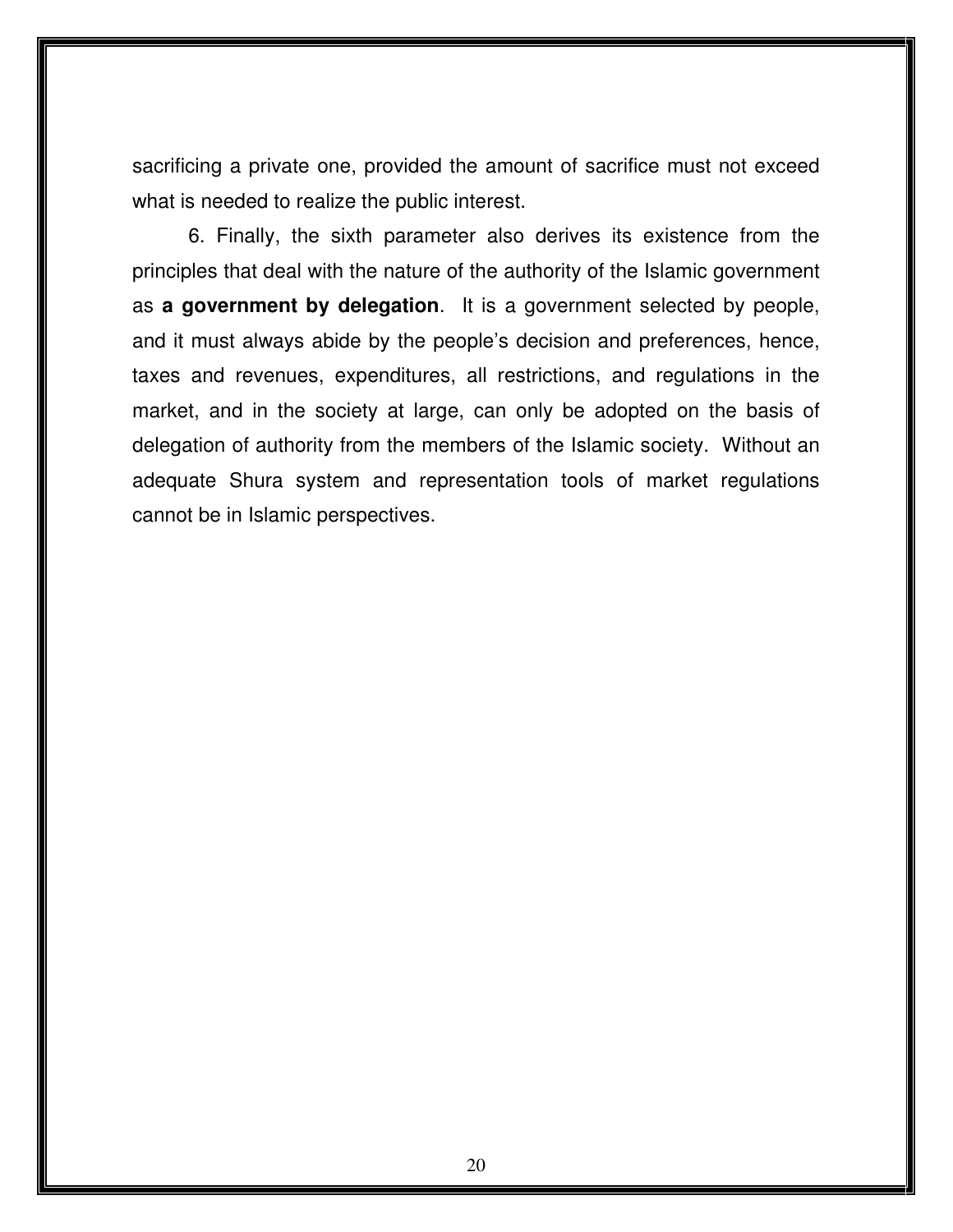sacrificing a private one, provided the amount of sacrifice must not exceed what is needed to realize the public interest.

6. Finally, the sixth parameter also derives its existence from the principles that deal with the nature of the authority of the Islamic government as **a government by delegation**. It is a government selected by people, and it must always abide by the people's decision and preferences, hence, taxes and revenues, expenditures, all restrictions, and regulations in the market, and in the society at large, can only be adopted on the basis of delegation of authority from the members of the Islamic society. Without an adequate Shura system and representation tools of market regulations cannot be in Islamic perspectives.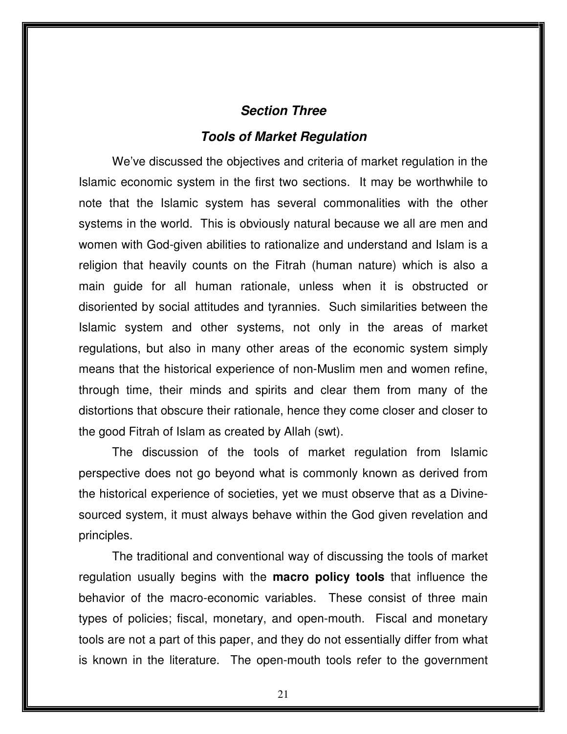## *Section Three*

## *Tools of Market Regulation*

We've discussed the objectives and criteria of market regulation in the Islamic economic system in the first two sections. It may be worthwhile to note that the Islamic system has several commonalities with the other systems in the world. This is obviously natural because we all are men and women with God-given abilities to rationalize and understand and Islam is a religion that heavily counts on the Fitrah (human nature) which is also a main guide for all human rationale, unless when it is obstructed or disoriented by social attitudes and tyrannies. Such similarities between the Islamic system and other systems, not only in the areas of market regulations, but also in many other areas of the economic system simply means that the historical experience of non-Muslim men and women refine, through time, their minds and spirits and clear them from many of the distortions that obscure their rationale, hence they come closer and closer to the good Fitrah of Islam as created by Allah (swt).

The discussion of the tools of market regulation from Islamic perspective does not go beyond what is commonly known as derived from the historical experience of societies, yet we must observe that as a Divine-sourced system, it must always behave within the God given revelation and principles.

The traditional and conventional way of discussing the tools of market regulation usually begins with the **macro policy tools** that influence the behavior of the macro-economic variables. These consist of three main types of policies; fiscal, monetary, and open-mouth. Fiscal and monetary tools are not a part of this paper, and they do not essentially differ from what is known in the literature. The open-mouth tools refer to the government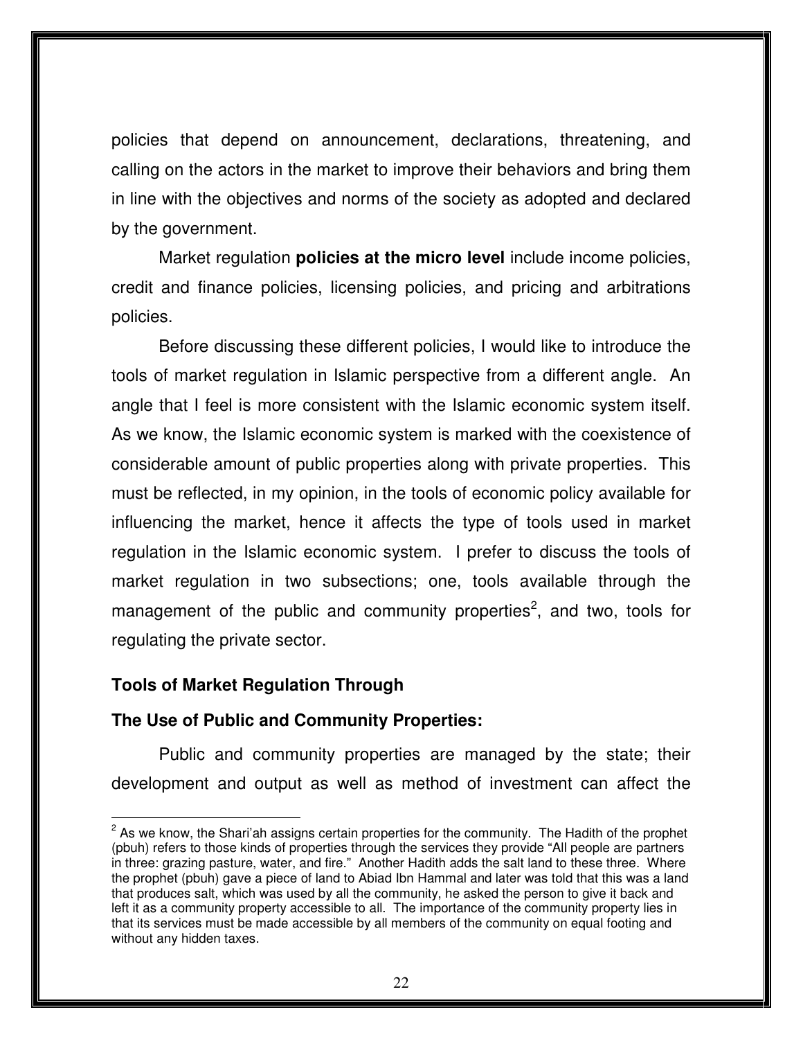policies that depend on announcement, declarations, threatening, and calling on the actors in the market to improve their behaviors and bring them in line with the objectives and norms of the society as adopted and declared by the government.

Market regulation **policies at the micro level** include income policies, credit and finance policies, licensing policies, and pricing and arbitrations policies.

Before discussing these different policies, I would like to introduce the tools of market regulation in Islamic perspective from a different angle. An angle that I feel is more consistent with the Islamic economic system itself. As we know, the Islamic economic system is marked with the coexistence of considerable amount of public properties along with private properties. This must be reflected, in my opinion, in the tools of economic policy available for influencing the market, hence it affects the type of tools used in market regulation in the Islamic economic system. I prefer to discuss the tools of market regulation in two subsections; one, tools available through the management of the public and community properties[2], and two, tools for regulating the private sector.

**Tools of Market Regulation Through**

**The Use of Public and Community Properties:**

Public and community properties are managed by the state; their development and output as well as method of investment can affect the

---

[2] As we know, the Shari'ah assigns certain properties for the community. The Hadith of the prophet (pbuh) refers to those kinds of properties through the services they provide "All people are partners in three: grazing pasture, water, and fire." Another Hadith adds the salt land to these three. Where the prophet (pbuh) gave a piece of land to Abiad Ibn Hammal and later was told that this was a land that produces salt, which was used by all the community, he asked the person to give it back and left it as a community property accessible to all. The importance of the community property lies in that its services must be made accessible by all members of the community on equal footing and without any hidden taxes.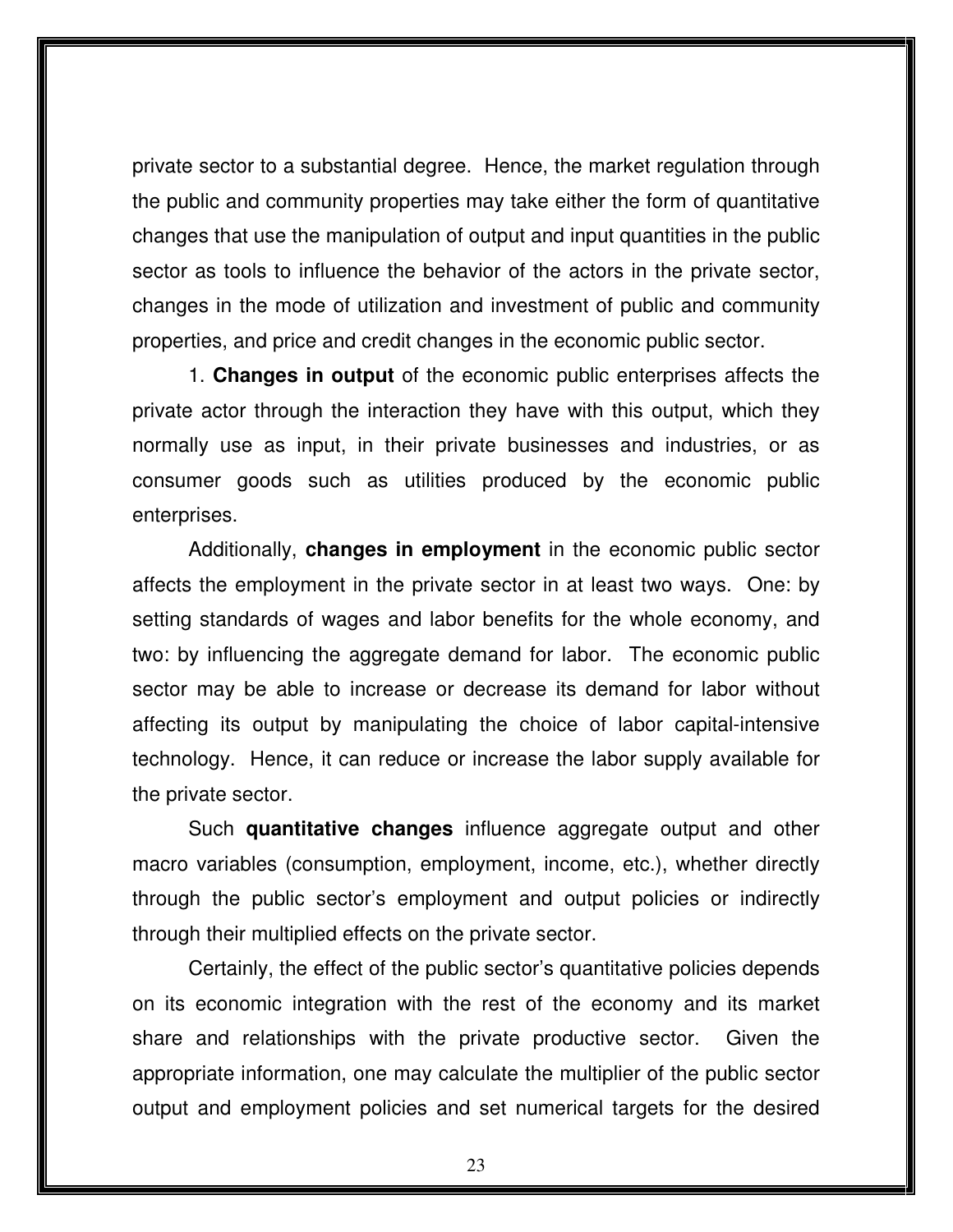private sector to a substantial degree. Hence, the market regulation through the public and community properties may take either the form of quantitative changes that use the manipulation of output and input quantities in the public sector as tools to influence the behavior of the actors in the private sector, changes in the mode of utilization and investment of public and community properties, and price and credit changes in the economic public sector.

1. **Changes in output** of the economic public enterprises affects the private actor through the interaction they have with this output, which they normally use as input, in their private businesses and industries, or as consumer goods such as utilities produced by the economic public enterprises.

Additionally, **changes in employment** in the economic public sector affects the employment in the private sector in at least two ways. One: by setting standards of wages and labor benefits for the whole economy, and two: by influencing the aggregate demand for labor. The economic public sector may be able to increase or decrease its demand for labor without affecting its output by manipulating the choice of labor capital-intensive technology. Hence, it can reduce or increase the labor supply available for the private sector.

Such **quantitative changes** influence aggregate output and other macro variables (consumption, employment, income, etc.), whether directly through the public sector's employment and output policies or indirectly through their multiplied effects on the private sector.

Certainly, the effect of the public sector's quantitative policies depends on its economic integration with the rest of the economy and its market share and relationships with the private productive sector. Given the appropriate information, one may calculate the multiplier of the public sector output and employment policies and set numerical targets for the desired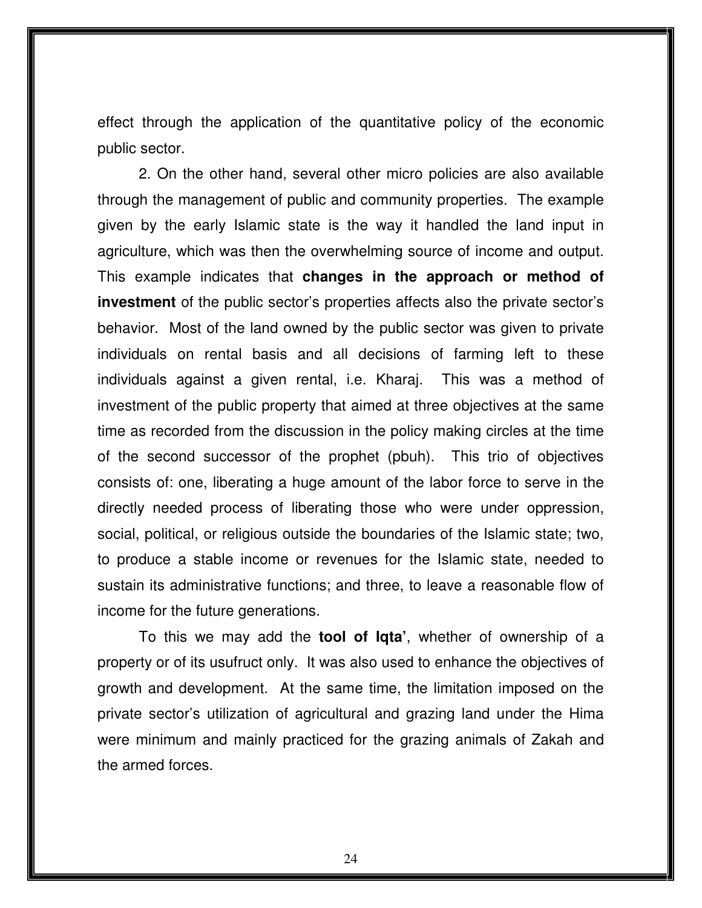effect through the application of the quantitative policy of the economic public sector.

2. On the other hand, several other micro policies are also available through the management of public and community properties. The example given by the early Islamic state is the way it handled the land input in agriculture, which was then the overwhelming source of income and output. This example indicates that **changes in the approach or method of investment** of the public sector's properties affects also the private sector's behavior. Most of the land owned by the public sector was given to private individuals on rental basis and all decisions of farming left to these individuals against a given rental, i.e. Kharaj. This was a method of investment of the public property that aimed at three objectives at the same time as recorded from the discussion in the policy making circles at the time of the second successor of the prophet (pbuh). This trio of objectives consists of: one, liberating a huge amount of the labor force to serve in the directly needed process of liberating those who were under oppression, social, political, or religious outside the boundaries of the Islamic state; two, to produce a stable income or revenues for the Islamic state, needed to sustain its administrative functions; and three, to leave a reasonable flow of income for the future generations.

To this we may add the **tool of Iqta'**, whether of ownership of a property or of its usufruct only. It was also used to enhance the objectives of growth and development. At the same time, the limitation imposed on the private sector's utilization of agricultural and grazing land under the Hima were minimum and mainly practiced for the grazing animals of Zakah and the armed forces.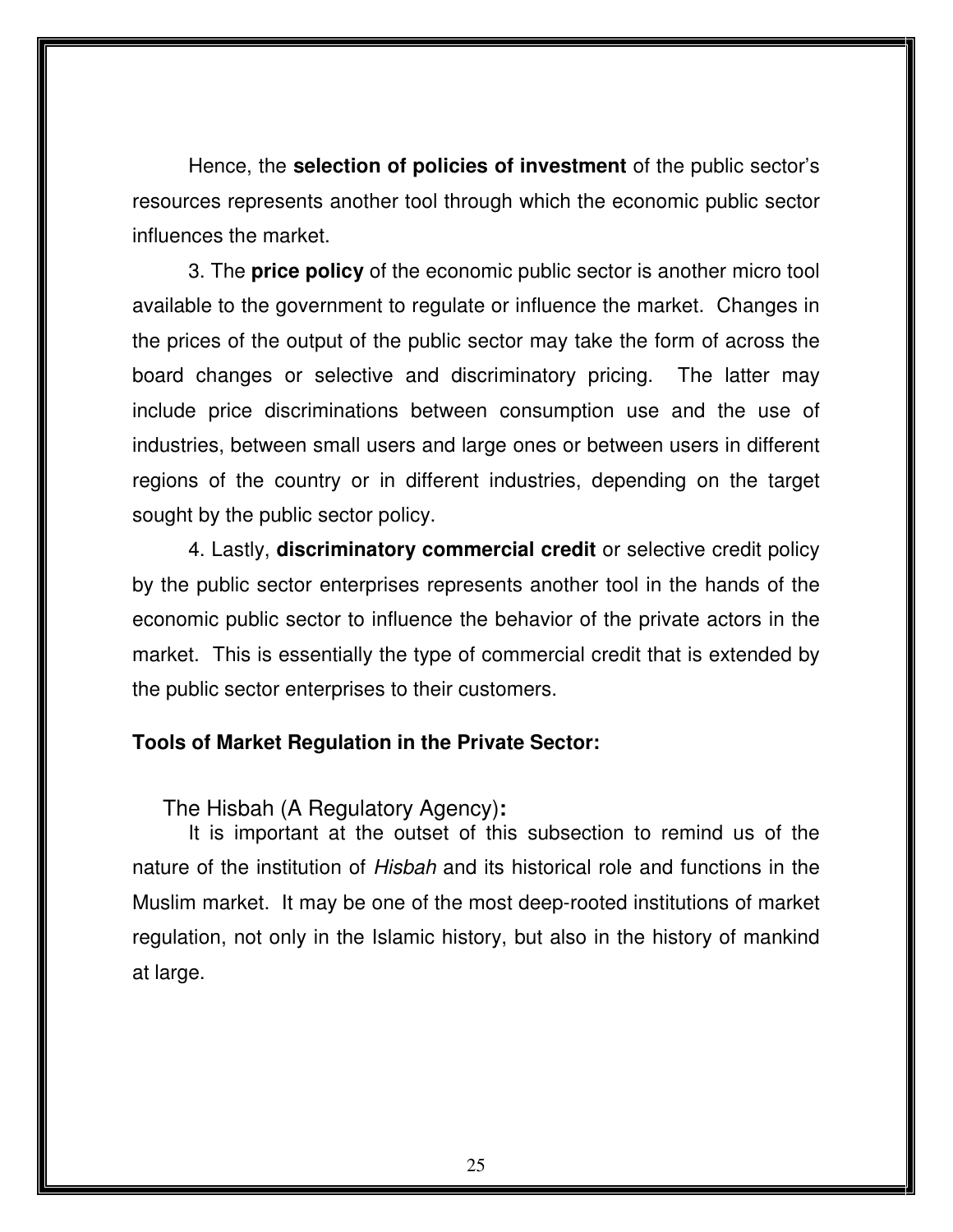Hence, the **selection of policies of investment** of the public sector's resources represents another tool through which the economic public sector influences the market.

3. The **price policy** of the economic public sector is another micro tool available to the government to regulate or influence the market. Changes in the prices of the output of the public sector may take the form of across the board changes or selective and discriminatory pricing. The latter may include price discriminations between consumption use and the use of industries, between small users and large ones or between users in different regions of the country or in different industries, depending on the target sought by the public sector policy.

4. Lastly, **discriminatory commercial credit** or selective credit policy by the public sector enterprises represents another tool in the hands of the economic public sector to influence the behavior of the private actors in the market. This is essentially the type of commercial credit that is extended by the public sector enterprises to their customers.

**Tools of Market Regulation in the Private Sector:**

### The Hisbah (A Regulatory Agency):

It is important at the outset of this subsection to remind us of the nature of the institution of *Hisbah* and its historical role and functions in the Muslim market. It may be one of the most deep-rooted institutions of market regulation, not only in the Islamic history, but also in the history of mankind at large.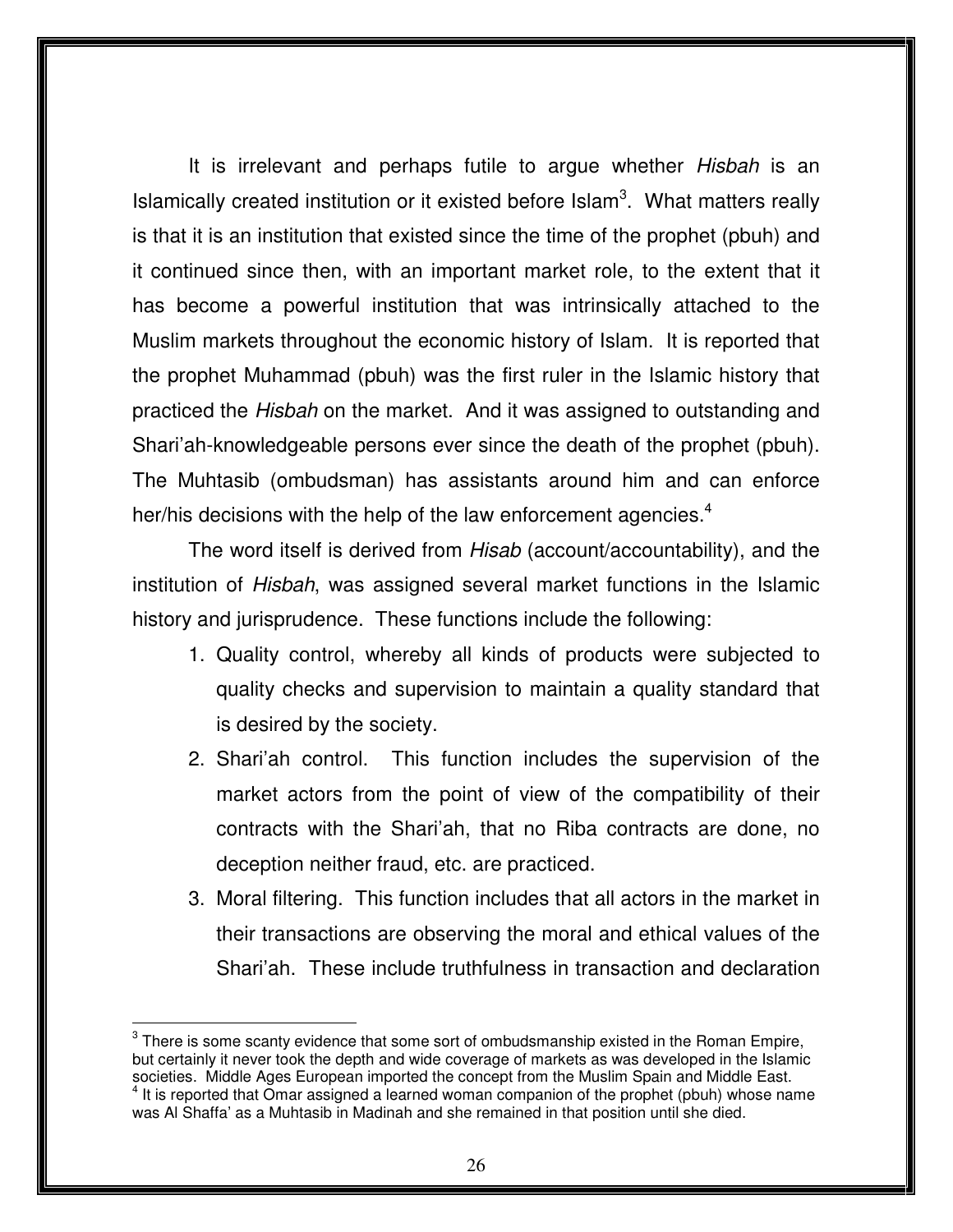It is irrelevant and perhaps futile to argue whether *Hisbah* is an Islamically created institution or it existed before Islam[3]. What matters really is that it is an institution that existed since the time of the prophet (pbuh) and it continued since then, with an important market role, to the extent that it has become a powerful institution that was intrinsically attached to the Muslim markets throughout the economic history of Islam. It is reported that the prophet Muhammad (pbuh) was the first ruler in the Islamic history that practiced the *Hisbah* on the market. And it was assigned to outstanding and Shari'ah-knowledgeable persons ever since the death of the prophet (pbuh). The Muhtasib (ombudsman) has assistants around him and can enforce her/his decisions with the help of the law enforcement agencies.[4]

The word itself is derived from *Hisab* (account/accountability), and the institution of *Hisbah*, was assigned several market functions in the Islamic history and jurisprudence. These functions include the following:

1. Quality control, whereby all kinds of products were subjected to quality checks and supervision to maintain a quality standard that is desired by the society.
2. Shari'ah control. This function includes the supervision of the market actors from the point of view of the compatibility of their contracts with the Shari'ah, that no Riba contracts are done, no deception neither fraud, etc. are practiced.
3. Moral filtering. This function includes that all actors in the market in their transactions are observing the moral and ethical values of the Shari'ah. These include truthfulness in transaction and declaration

---

[3] There is some scanty evidence that some sort of ombudsmanship existed in the Roman Empire, but certainly it never took the depth and wide coverage of markets as was developed in the Islamic societies. Middle Ages European imported the concept from the Muslim Spain and Middle East.

[4] It is reported that Omar assigned a learned woman companion of the prophet (pbuh) whose name was Al Shaffa' as a Muhtasib in Madinah and she remained in that position until she died.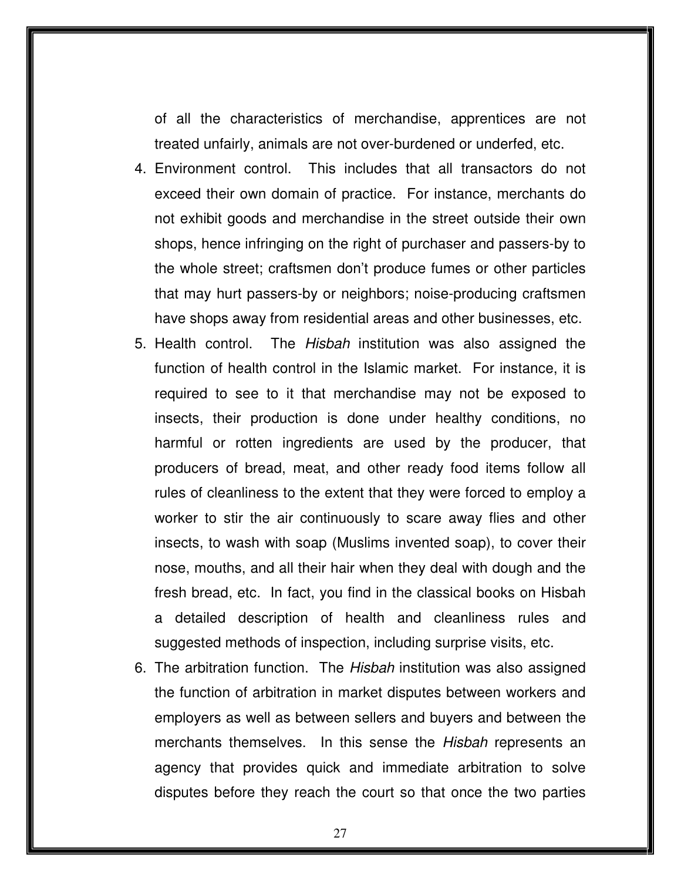of all the characteristics of merchandise, apprentices are not treated unfairly, animals are not over-burdened or underfed, etc.

4. Environment control. This includes that all transactors do not exceed their own domain of practice. For instance, merchants do not exhibit goods and merchandise in the street outside their own shops, hence infringing on the right of purchaser and passers-by to the whole street; craftsmen don't produce fumes or other particles that may hurt passers-by or neighbors; noise-producing craftsmen have shops away from residential areas and other businesses, etc.
5. Health control. The *Hisbah* institution was also assigned the function of health control in the Islamic market. For instance, it is required to see to it that merchandise may not be exposed to insects, their production is done under healthy conditions, no harmful or rotten ingredients are used by the producer, that producers of bread, meat, and other ready food items follow all rules of cleanliness to the extent that they were forced to employ a worker to stir the air continuously to scare away flies and other insects, to wash with soap (Muslims invented soap), to cover their nose, mouths, and all their hair when they deal with dough and the fresh bread, etc. In fact, you find in the classical books on Hisbah a detailed description of health and cleanliness rules and suggested methods of inspection, including surprise visits, etc.
6. The arbitration function. The *Hisbah* institution was also assigned the function of arbitration in market disputes between workers and employers as well as between sellers and buyers and between the merchants themselves. In this sense the *Hisbah* represents an agency that provides quick and immediate arbitration to solve disputes before they reach the court so that once the two parties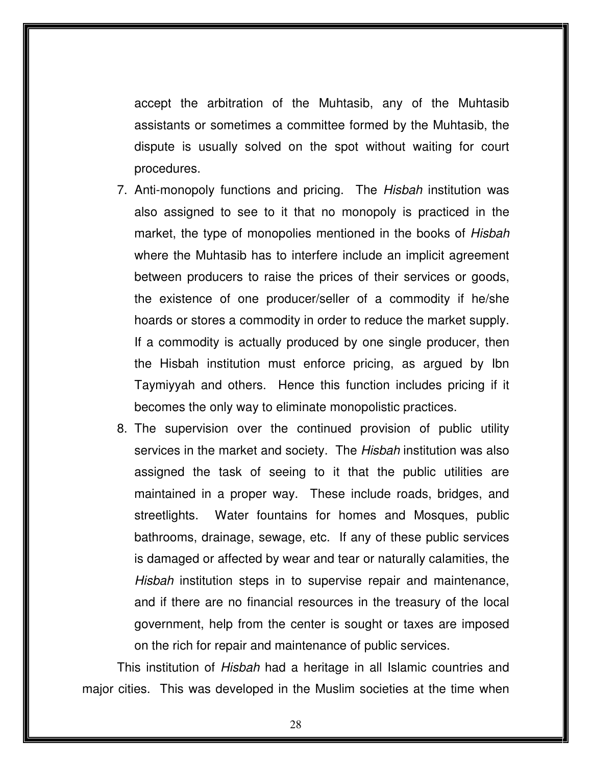accept the arbitration of the Muhtasib, any of the Muhtasib assistants or sometimes a committee formed by the Muhtasib, the dispute is usually solved on the spot without waiting for court procedures.

7. Anti-monopoly functions and pricing. The *Hisbah* institution was also assigned to see to it that no monopoly is practiced in the market, the type of monopolies mentioned in the books of *Hisbah* where the Muhtasib has to interfere include an implicit agreement between producers to raise the prices of their services or goods, the existence of one producer/seller of a commodity if he/she hoards or stores a commodity in order to reduce the market supply. If a commodity is actually produced by one single producer, then the Hisbah institution must enforce pricing, as argued by Ibn Taymiyyah and others. Hence this function includes pricing if it becomes the only way to eliminate monopolistic practices.
8. The supervision over the continued provision of public utility services in the market and society. The *Hisbah* institution was also assigned the task of seeing to it that the public utilities are maintained in a proper way. These include roads, bridges, and streetlights. Water fountains for homes and Mosques, public bathrooms, drainage, sewage, etc. If any of these public services is damaged or affected by wear and tear or naturally calamities, the *Hisbah* institution steps in to supervise repair and maintenance, and if there are no financial resources in the treasury of the local government, help from the center is sought or taxes are imposed on the rich for repair and maintenance of public services.

This institution of *Hisbah* had a heritage in all Islamic countries and major cities. This was developed in the Muslim societies at the time when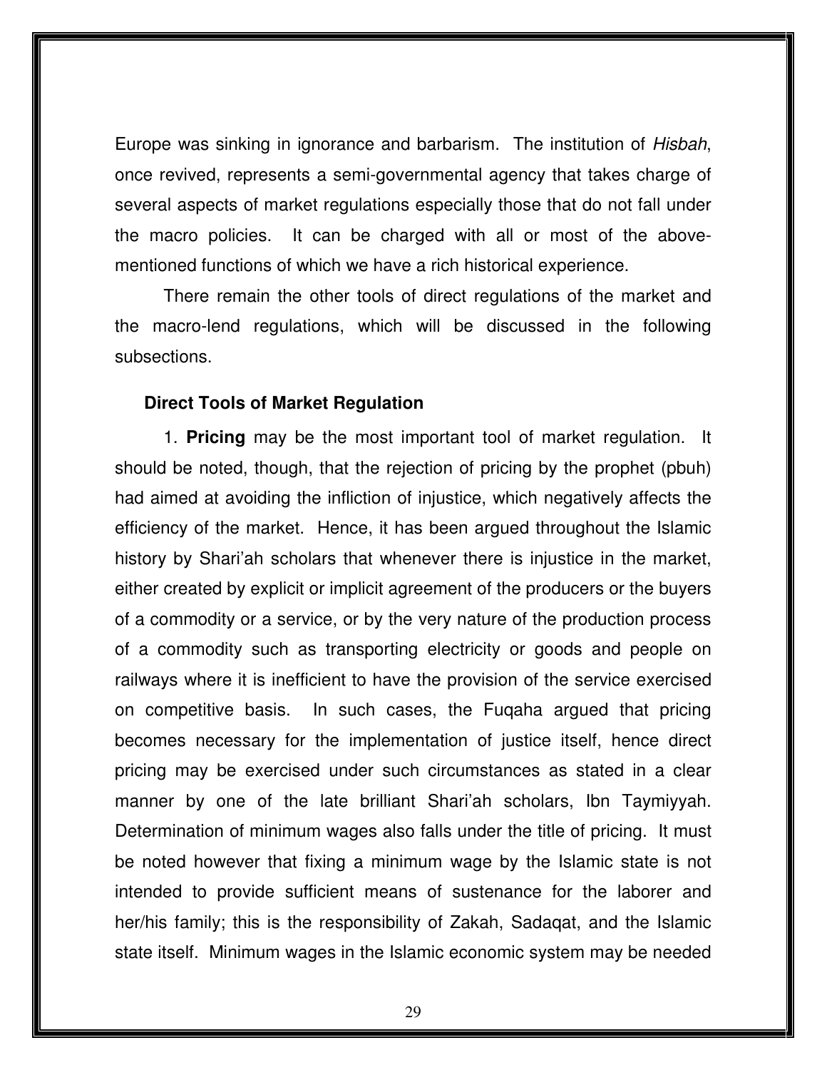Europe was sinking in ignorance and barbarism. The institution of *Hisbah*, once revived, represents a semi-governmental agency that takes charge of several aspects of market regulations especially those that do not fall under the macro policies. It can be charged with all or most of the above-mentioned functions of which we have a rich historical experience.

There remain the other tools of direct regulations of the market and the macro-lend regulations, which will be discussed in the following subsections.

### Direct Tools of Market Regulation

1. **Pricing** may be the most important tool of market regulation. It should be noted, though, that the rejection of pricing by the prophet (pbuh) had aimed at avoiding the infliction of injustice, which negatively affects the efficiency of the market. Hence, it has been argued throughout the Islamic history by Shari'ah scholars that whenever there is injustice in the market, either created by explicit or implicit agreement of the producers or the buyers of a commodity or a service, or by the very nature of the production process of a commodity such as transporting electricity or goods and people on railways where it is inefficient to have the provision of the service exercised on competitive basis. In such cases, the Fuqaha argued that pricing becomes necessary for the implementation of justice itself, hence direct pricing may be exercised under such circumstances as stated in a clear manner by one of the late brilliant Shari'ah scholars, Ibn Taymiyyah. Determination of minimum wages also falls under the title of pricing. It must be noted however that fixing a minimum wage by the Islamic state is not intended to provide sufficient means of sustenance for the laborer and her/his family; this is the responsibility of Zakah, Sadaqat, and the Islamic state itself. Minimum wages in the Islamic economic system may be needed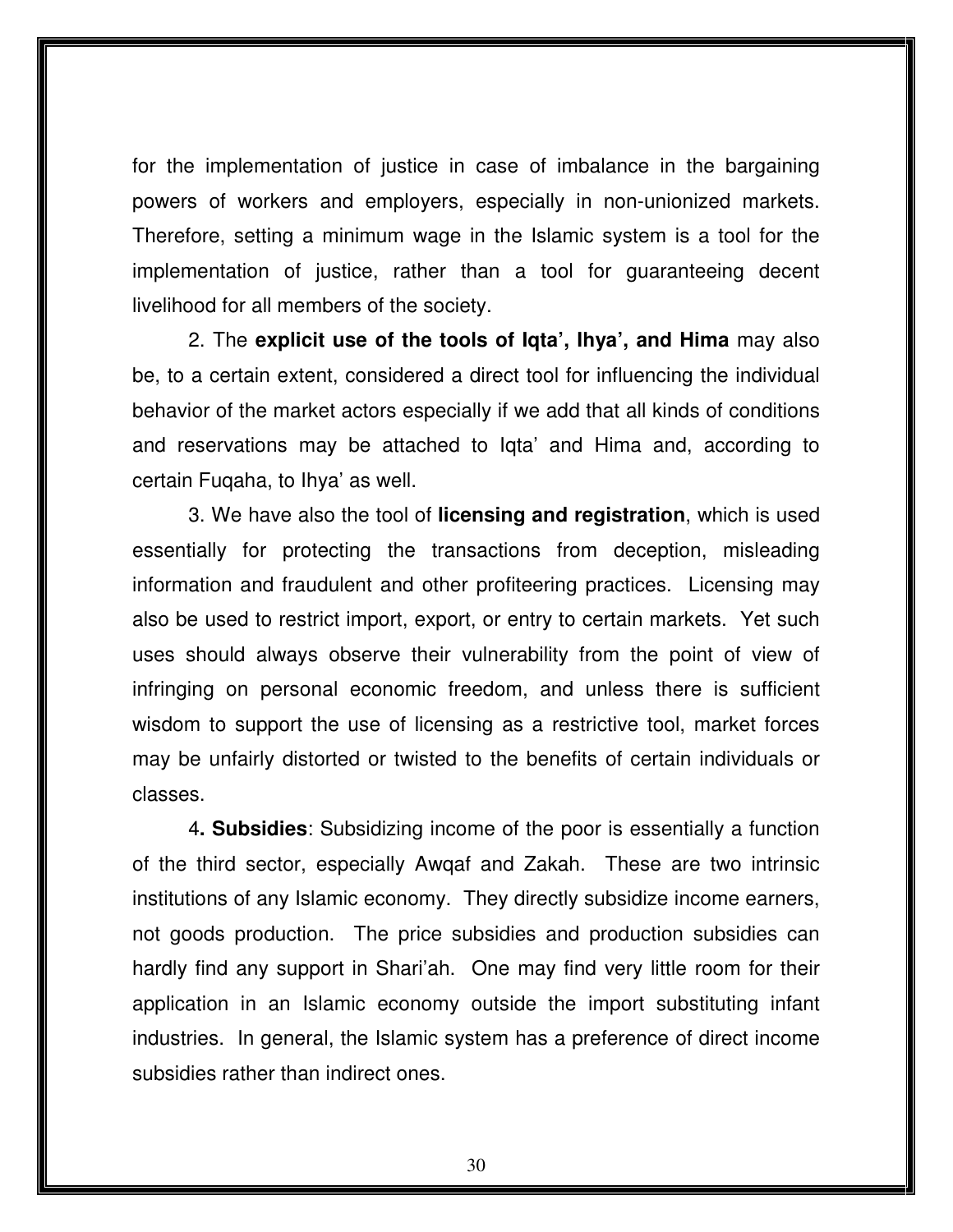for the implementation of justice in case of imbalance in the bargaining powers of workers and employers, especially in non-unionized markets. Therefore, setting a minimum wage in the Islamic system is a tool for the implementation of justice, rather than a tool for guaranteeing decent livelihood for all members of the society.

2. The **explicit use of the tools of Iqta', Ihya', and Hima** may also be, to a certain extent, considered a direct tool for influencing the individual behavior of the market actors especially if we add that all kinds of conditions and reservations may be attached to Iqta' and Hima and, according to certain Fuqaha, to Ihya' as well.

3. We have also the tool of **licensing and registration**, which is used essentially for protecting the transactions from deception, misleading information and fraudulent and other profiteering practices. Licensing may also be used to restrict import, export, or entry to certain markets. Yet such uses should always observe their vulnerability from the point of view of infringing on personal economic freedom, and unless there is sufficient wisdom to support the use of licensing as a restrictive tool, market forces may be unfairly distorted or twisted to the benefits of certain individuals or classes.

4**. Subsidies**: Subsidizing income of the poor is essentially a function of the third sector, especially Awqaf and Zakah. These are two intrinsic institutions of any Islamic economy. They directly subsidize income earners, not goods production. The price subsidies and production subsidies can hardly find any support in Shari'ah. One may find very little room for their application in an Islamic economy outside the import substituting infant industries. In general, the Islamic system has a preference of direct income subsidies rather than indirect ones.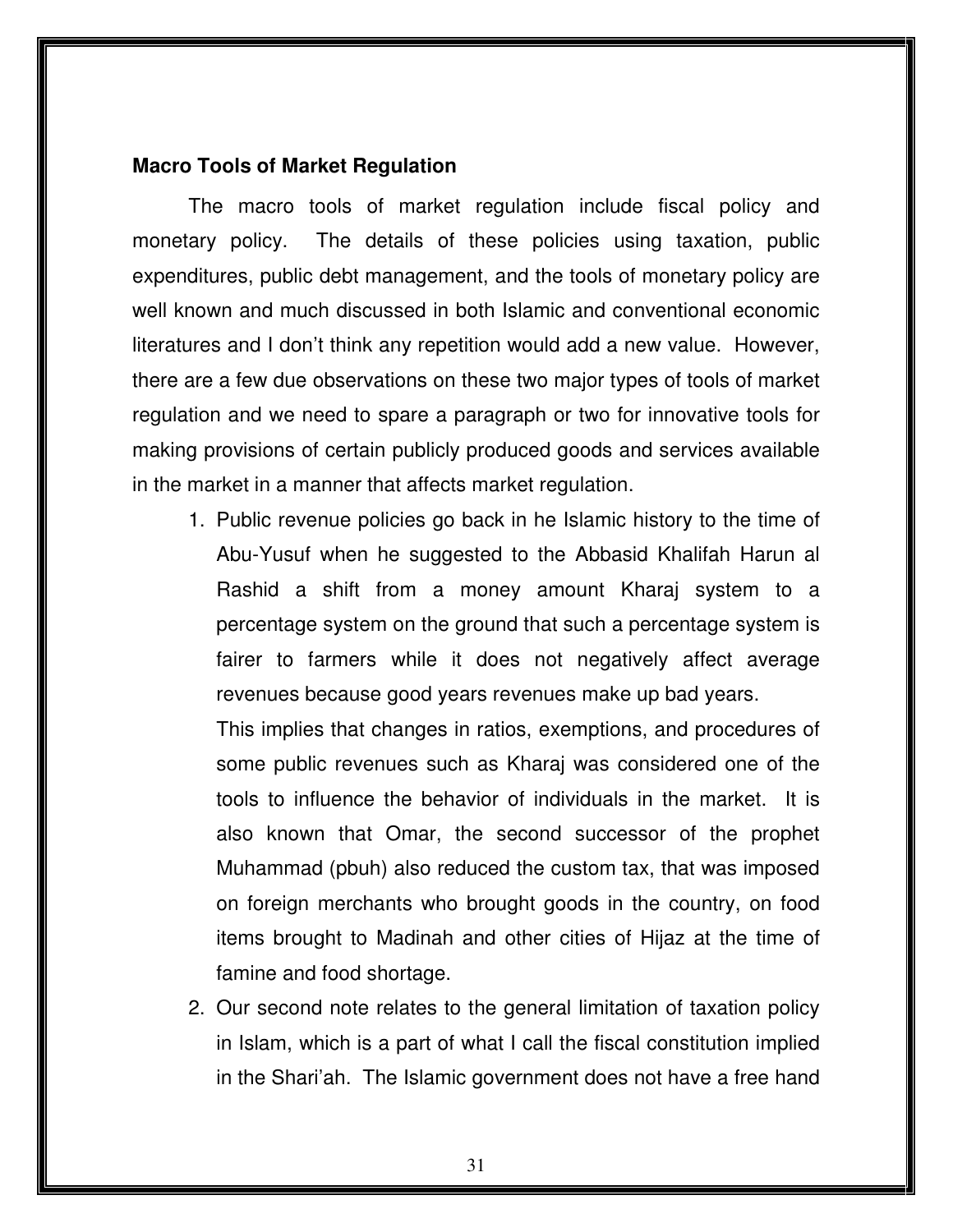**Macro Tools of Market Regulation**

The macro tools of market regulation include fiscal policy and monetary policy. The details of these policies using taxation, public expenditures, public debt management, and the tools of monetary policy are well known and much discussed in both Islamic and conventional economic literatures and I don't think any repetition would add a new value. However, there are a few due observations on these two major types of tools of market regulation and we need to spare a paragraph or two for innovative tools for making provisions of certain publicly produced goods and services available in the market in a manner that affects market regulation.

1. Public revenue policies go back in he Islamic history to the time of Abu-Yusuf when he suggested to the Abbasid Khalifah Harun al Rashid a shift from a money amount Kharaj system to a percentage system on the ground that such a percentage system is fairer to farmers while it does not negatively affect average revenues because good years revenues make up bad years.

   This implies that changes in ratios, exemptions, and procedures of some public revenues such as Kharaj was considered one of the tools to influence the behavior of individuals in the market. It is also known that Omar, the second successor of the prophet Muhammad (pbuh) also reduced the custom tax, that was imposed on foreign merchants who brought goods in the country, on food items brought to Madinah and other cities of Hijaz at the time of famine and food shortage.

2. Our second note relates to the general limitation of taxation policy in Islam, which is a part of what I call the fiscal constitution implied in the Shari'ah. The Islamic government does not have a free hand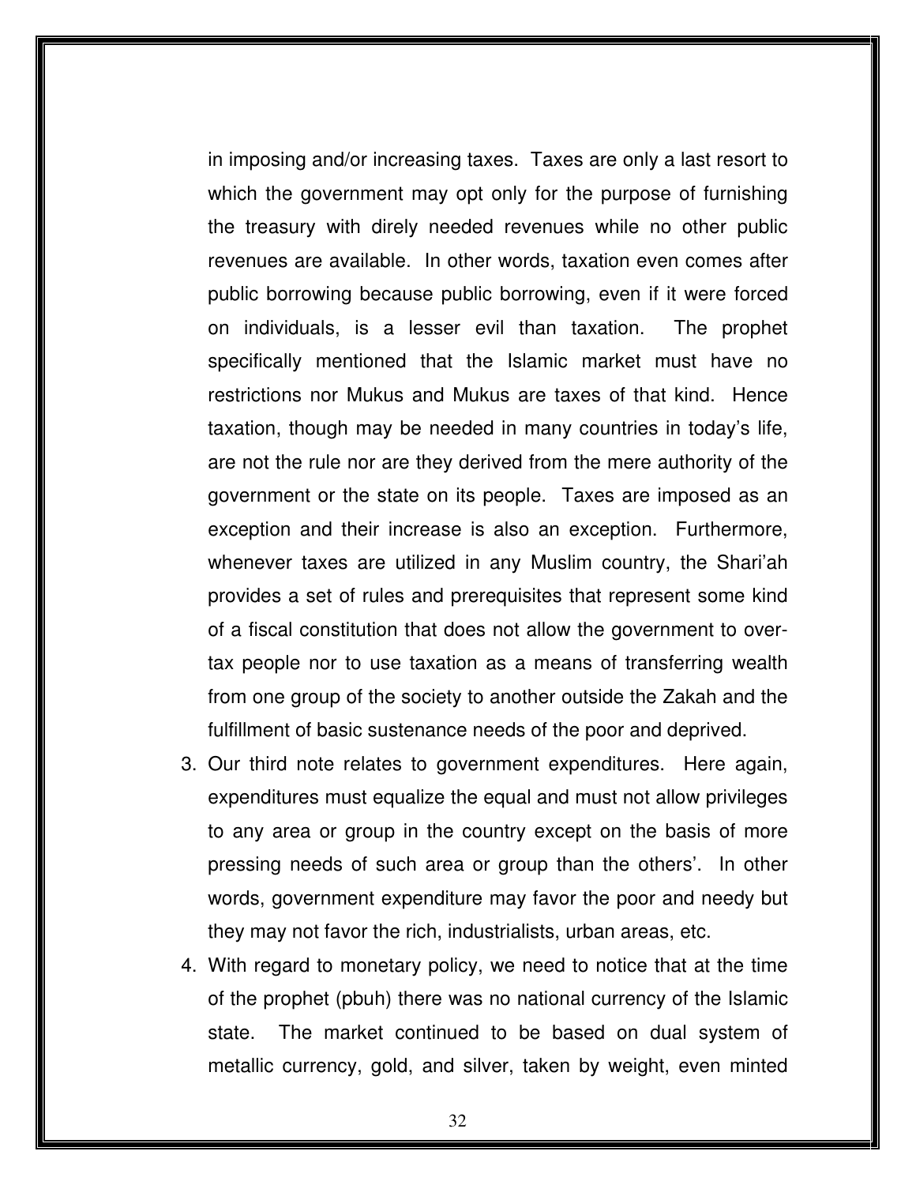in imposing and/or increasing taxes. Taxes are only a last resort to which the government may opt only for the purpose of furnishing the treasury with direly needed revenues while no other public revenues are available. In other words, taxation even comes after public borrowing because public borrowing, even if it were forced on individuals, is a lesser evil than taxation. The prophet specifically mentioned that the Islamic market must have no restrictions nor Mukus and Mukus are taxes of that kind. Hence taxation, though may be needed in many countries in today's life, are not the rule nor are they derived from the mere authority of the government or the state on its people. Taxes are imposed as an exception and their increase is also an exception. Furthermore, whenever taxes are utilized in any Muslim country, the Shari'ah provides a set of rules and prerequisites that represent some kind of a fiscal constitution that does not allow the government to over-tax people nor to use taxation as a means of transferring wealth from one group of the society to another outside the Zakah and the fulfillment of basic sustenance needs of the poor and deprived.

3. Our third note relates to government expenditures. Here again, expenditures must equalize the equal and must not allow privileges to any area or group in the country except on the basis of more pressing needs of such area or group than the others'. In other words, government expenditure may favor the poor and needy but they may not favor the rich, industrialists, urban areas, etc.
4. With regard to monetary policy, we need to notice that at the time of the prophet (pbuh) there was no national currency of the Islamic state. The market continued to be based on dual system of metallic currency, gold, and silver, taken by weight, even minted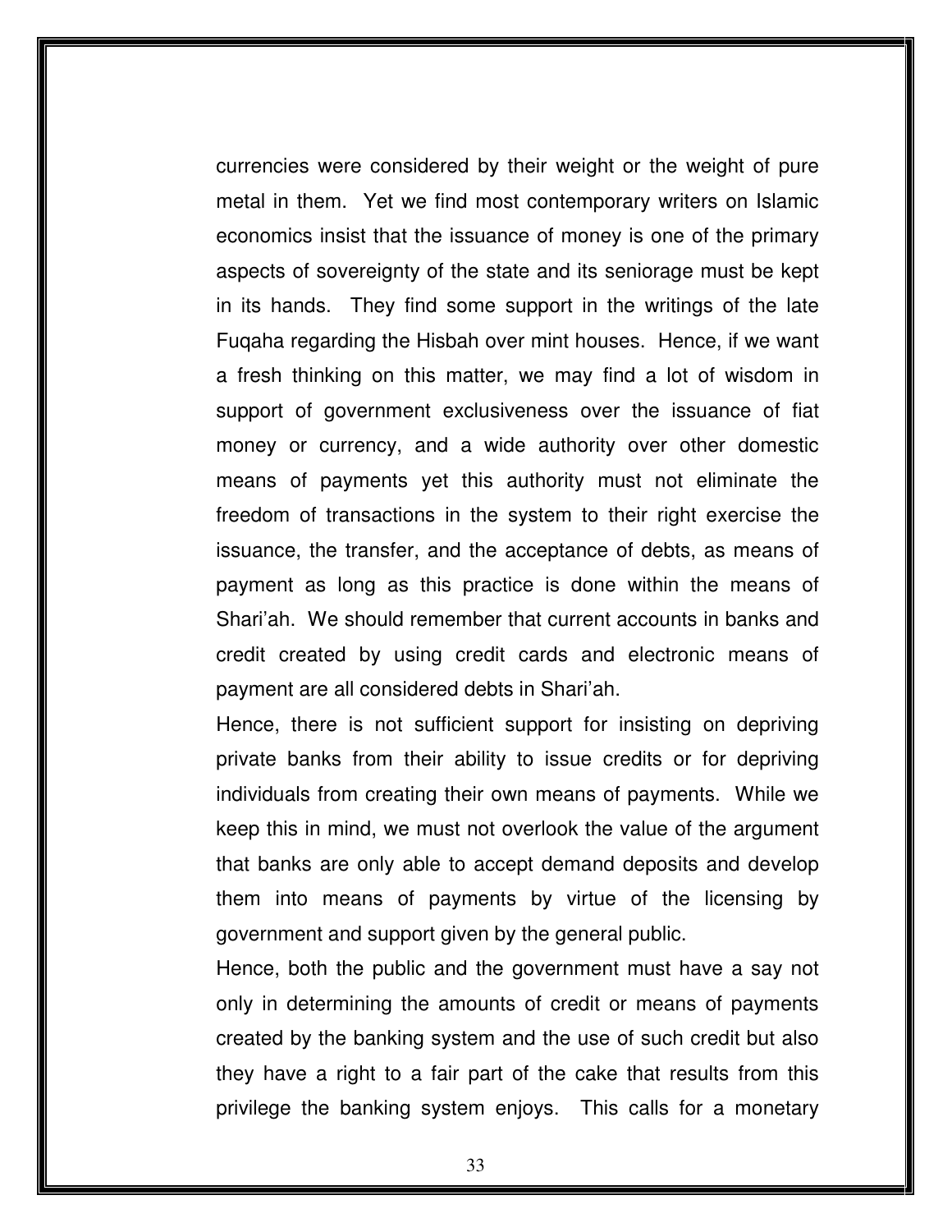currencies were considered by their weight or the weight of pure metal in them. Yet we find most contemporary writers on Islamic economics insist that the issuance of money is one of the primary aspects of sovereignty of the state and its seniorage must be kept in its hands. They find some support in the writings of the late Fuqaha regarding the Hisbah over mint houses. Hence, if we want a fresh thinking on this matter, we may find a lot of wisdom in support of government exclusiveness over the issuance of fiat money or currency, and a wide authority over other domestic means of payments yet this authority must not eliminate the freedom of transactions in the system to their right exercise the issuance, the transfer, and the acceptance of debts, as means of payment as long as this practice is done within the means of Shari'ah. We should remember that current accounts in banks and credit created by using credit cards and electronic means of payment are all considered debts in Shari'ah.

Hence, there is not sufficient support for insisting on depriving private banks from their ability to issue credits or for depriving individuals from creating their own means of payments. While we keep this in mind, we must not overlook the value of the argument that banks are only able to accept demand deposits and develop them into means of payments by virtue of the licensing by government and support given by the general public.

Hence, both the public and the government must have a say not only in determining the amounts of credit or means of payments created by the banking system and the use of such credit but also they have a right to a fair part of the cake that results from this privilege the banking system enjoys. This calls for a monetary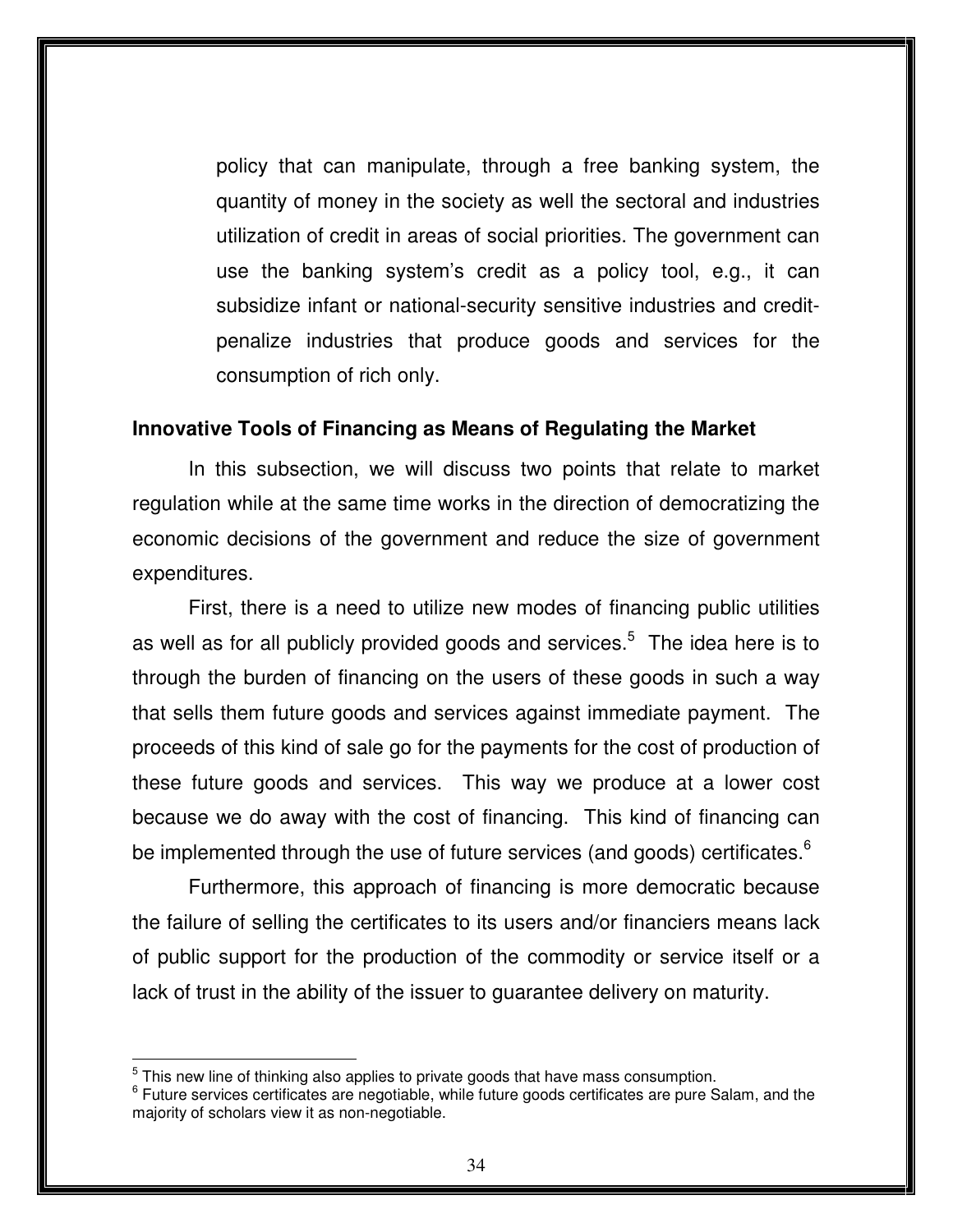policy that can manipulate, through a free banking system, the quantity of money in the society as well the sectoral and industries utilization of credit in areas of social priorities. The government can use the banking system's credit as a policy tool, e.g., it can subsidize infant or national-security sensitive industries and credit-penalize industries that produce goods and services for the consumption of rich only.

**Innovative Tools of Financing as Means of Regulating the Market**

In this subsection, we will discuss two points that relate to market regulation while at the same time works in the direction of democratizing the economic decisions of the government and reduce the size of government expenditures.

First, there is a need to utilize new modes of financing public utilities as well as for all publicly provided goods and services.[5] The idea here is to through the burden of financing on the users of these goods in such a way that sells them future goods and services against immediate payment. The proceeds of this kind of sale go for the payments for the cost of production of these future goods and services. This way we produce at a lower cost because we do away with the cost of financing. This kind of financing can be implemented through the use of future services (and goods) certificates.[6]

Furthermore, this approach of financing is more democratic because the failure of selling the certificates to its users and/or financiers means lack of public support for the production of the commodity or service itself or a lack of trust in the ability of the issuer to guarantee delivery on maturity.

---

[5] This new line of thinking also applies to private goods that have mass consumption.

[6] Future services certificates are negotiable, while future goods certificates are pure Salam, and the majority of scholars view it as non-negotiable.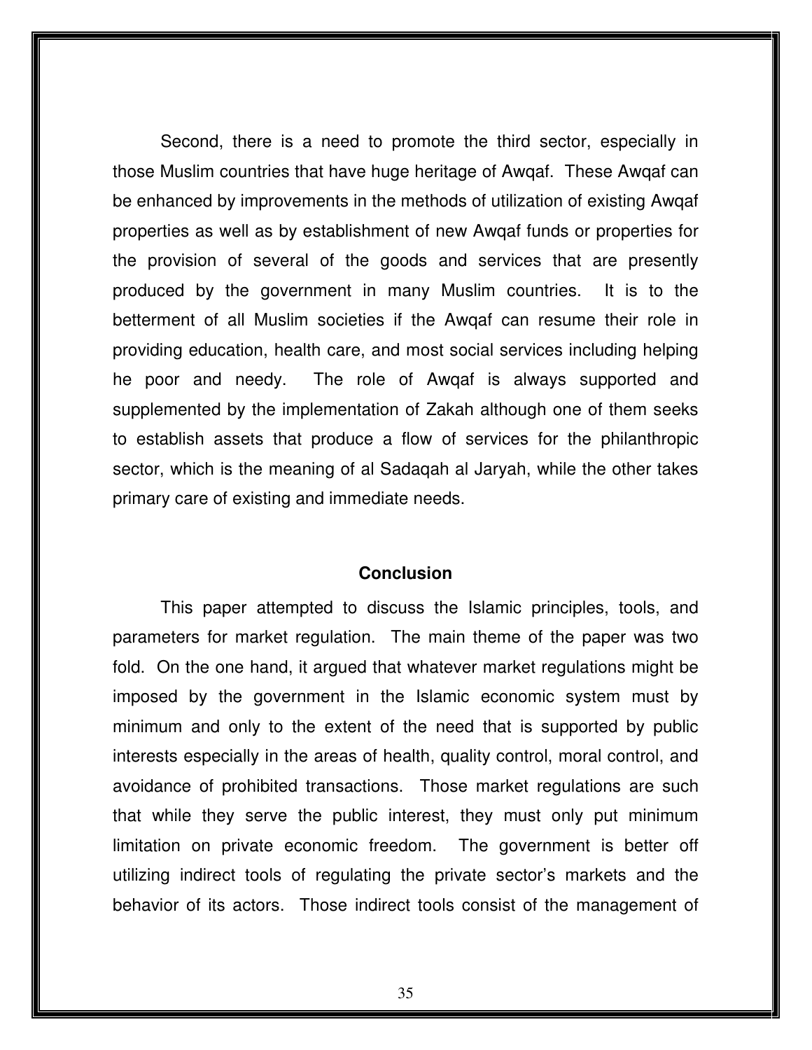Second, there is a need to promote the third sector, especially in those Muslim countries that have huge heritage of Awqaf. These Awqaf can be enhanced by improvements in the methods of utilization of existing Awqaf properties as well as by establishment of new Awqaf funds or properties for the provision of several of the goods and services that are presently produced by the government in many Muslim countries. It is to the betterment of all Muslim societies if the Awqaf can resume their role in providing education, health care, and most social services including helping he poor and needy. The role of Awqaf is always supported and supplemented by the implementation of Zakah although one of them seeks to establish assets that produce a flow of services for the philanthropic sector, which is the meaning of al Sadaqah al Jaryah, while the other takes primary care of existing and immediate needs.

## Conclusion

This paper attempted to discuss the Islamic principles, tools, and parameters for market regulation. The main theme of the paper was two fold. On the one hand, it argued that whatever market regulations might be imposed by the government in the Islamic economic system must by minimum and only to the extent of the need that is supported by public interests especially in the areas of health, quality control, moral control, and avoidance of prohibited transactions. Those market regulations are such that while they serve the public interest, they must only put minimum limitation on private economic freedom. The government is better off utilizing indirect tools of regulating the private sector's markets and the behavior of its actors. Those indirect tools consist of the management of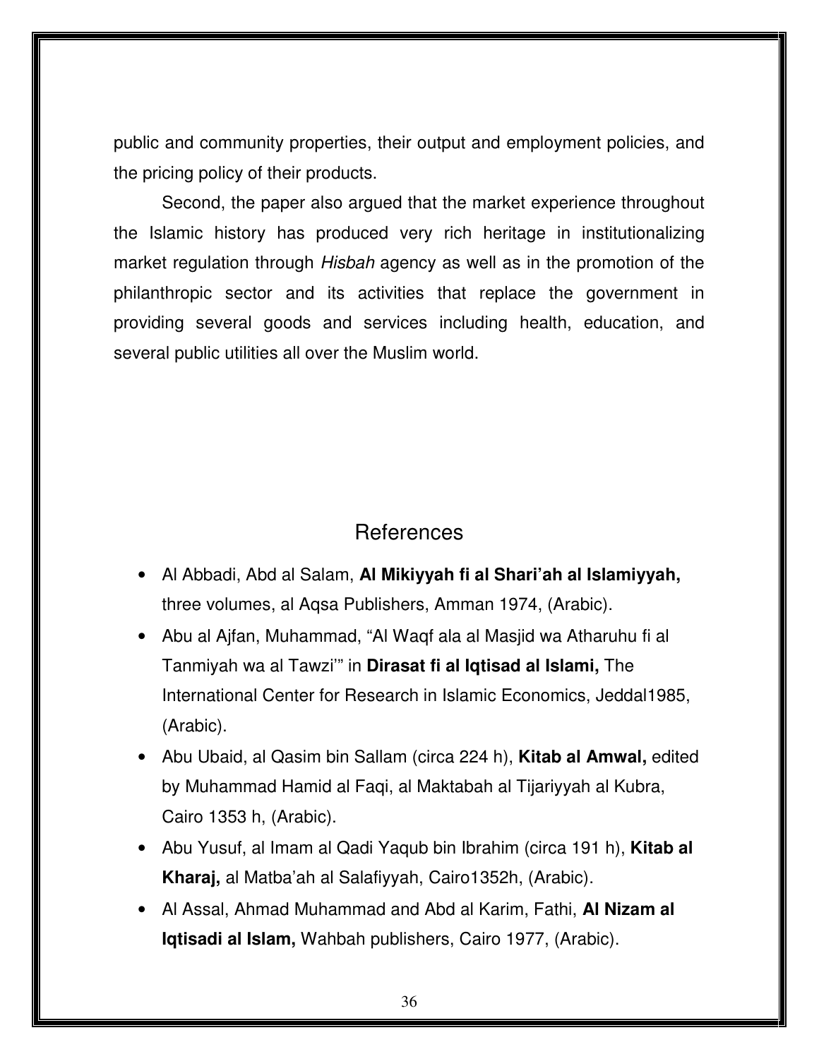public and community properties, their output and employment policies, and the pricing policy of their products.

Second, the paper also argued that the market experience throughout the Islamic history has produced very rich heritage in institutionalizing market regulation through *Hisbah* agency as well as in the promotion of the philanthropic sector and its activities that replace the government in providing several goods and services including health, education, and several public utilities all over the Muslim world.

## References

- Al Abbadi, Abd al Salam, **Al Mikiyyah fi al Shari'ah al Islamiyyah,** three volumes, al Aqsa Publishers, Amman 1974, (Arabic).
- Abu al Ajfan, Muhammad, "Al Waqf ala al Masjid wa Atharuhu fi al Tanmiyah wa al Tawzi'" in **Dirasat fi al Iqtisad al Islami,** The International Center for Research in Islamic Economics, Jeddal1985, (Arabic).
- Abu Ubaid, al Qasim bin Sallam (circa 224 h), **Kitab al Amwal,** edited by Muhammad Hamid al Faqi, al Maktabah al Tijariyyah al Kubra, Cairo 1353 h, (Arabic).
- Abu Yusuf, al Imam al Qadi Yaqub bin Ibrahim (circa 191 h), **Kitab al Kharaj,** al Matba'ah al Salafiyyah, Cairo1352h, (Arabic).
- Al Assal, Ahmad Muhammad and Abd al Karim, Fathi, **Al Nizam al Iqtisadi al Islam,** Wahbah publishers, Cairo 1977, (Arabic).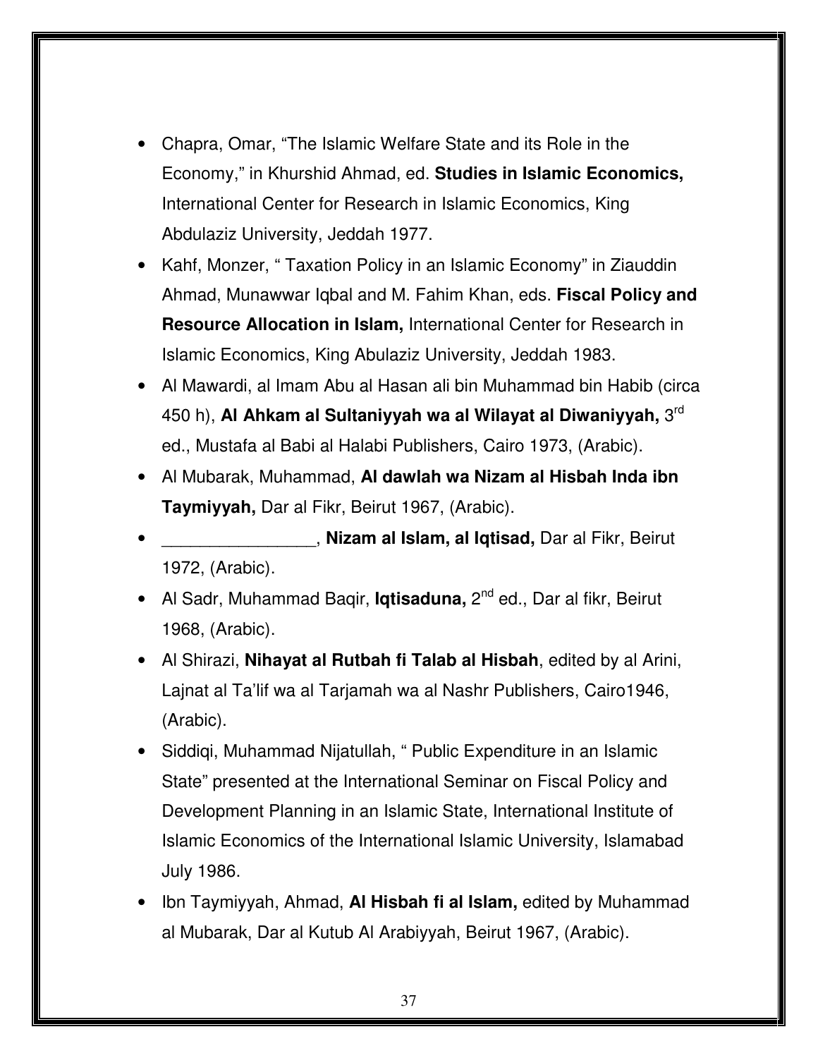- Chapra, Omar, "The Islamic Welfare State and its Role in the Economy," in Khurshid Ahmad, ed. **Studies in Islamic Economics,** International Center for Research in Islamic Economics, King Abdulaziz University, Jeddah 1977.
- Kahf, Monzer, " Taxation Policy in an Islamic Economy" in Ziauddin Ahmad, Munawwar Iqbal and M. Fahim Khan, eds. **Fiscal Policy and Resource Allocation in Islam,** International Center for Research in Islamic Economics, King Abulaziz University, Jeddah 1983.
- Al Mawardi, al Imam Abu al Hasan ali bin Muhammad bin Habib (circa 450 h), **Al Ahkam al Sultaniyyah wa al Wilayat al Diwaniyyah,** 3rd ed., Mustafa al Babi al Halabi Publishers, Cairo 1973, (Arabic).
- Al Mubarak, Muhammad, **Al dawlah wa Nizam al Hisbah Inda ibn Taymiyyah,** Dar al Fikr, Beirut 1967, (Arabic).
- ________________, **Nizam al Islam, al Iqtisad,** Dar al Fikr, Beirut 1972, (Arabic).
- Al Sadr, Muhammad Baqir, **Iqtisaduna,** 2nd ed., Dar al fikr, Beirut 1968, (Arabic).
- Al Shirazi, **Nihayat al Rutbah fi Talab al Hisbah**, edited by al Arini, Lajnat al Ta'lif wa al Tarjamah wa al Nashr Publishers, Cairo1946, (Arabic).
- Siddiqi, Muhammad Nijatullah, " Public Expenditure in an Islamic State" presented at the International Seminar on Fiscal Policy and Development Planning in an Islamic State, International Institute of Islamic Economics of the International Islamic University, Islamabad July 1986.
- Ibn Taymiyyah, Ahmad, **Al Hisbah fi al Islam,** edited by Muhammad al Mubarak, Dar al Kutub Al Arabiyyah, Beirut 1967, (Arabic).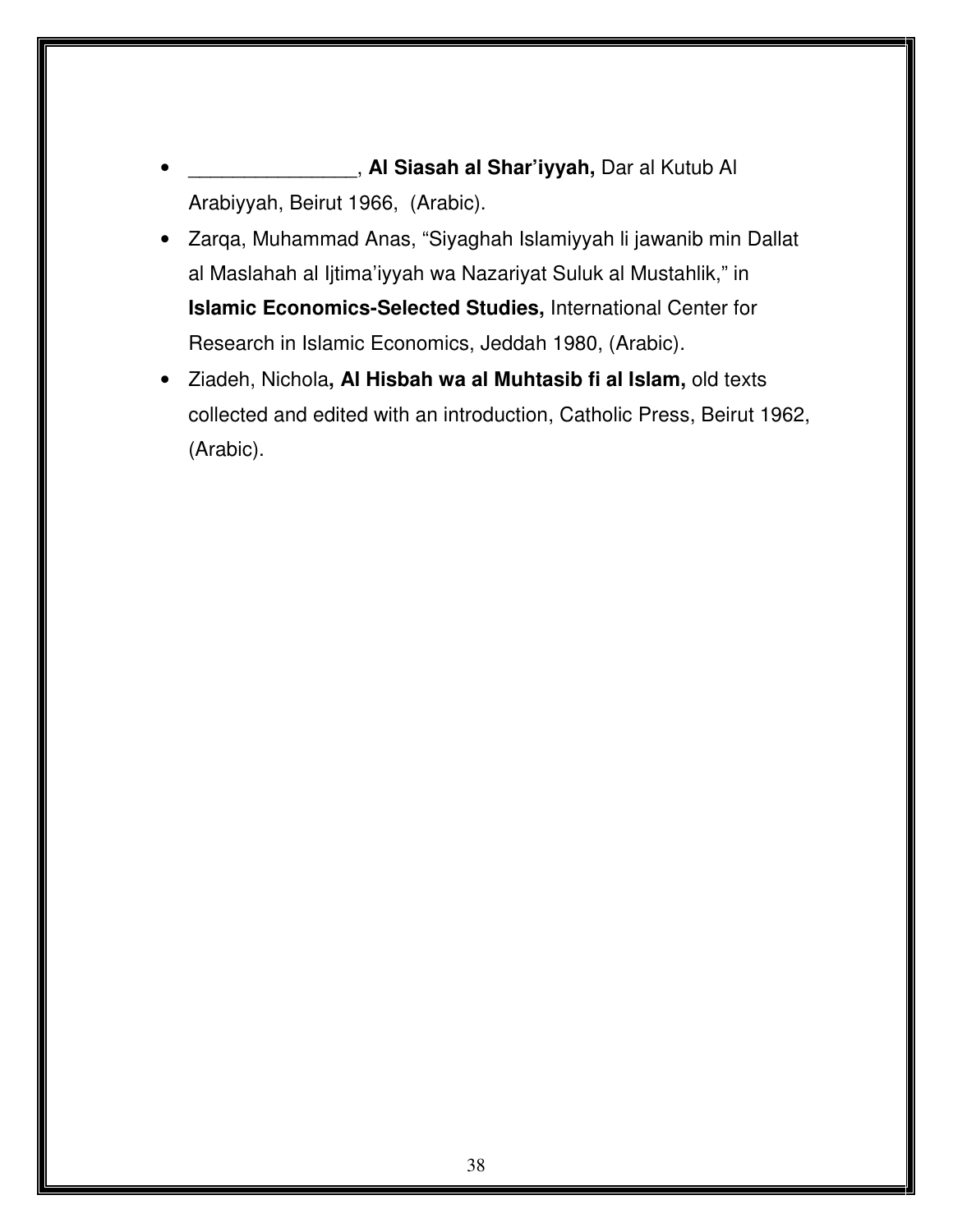- _______________, **Al Siasah al Shar'iyyah,** Dar al Kutub Al Arabiyyah, Beirut 1966, (Arabic).
- Zarqa, Muhammad Anas, "Siyaghah Islamiyyah li jawanib min Dallat al Maslahah al Ijtima'iyyah wa Nazariyat Suluk al Mustahlik," in **Islamic Economics-Selected Studies,** International Center for Research in Islamic Economics, Jeddah 1980, (Arabic).
- Ziadeh, Nichola**, Al Hisbah wa al Muhtasib fi al Islam,** old texts collected and edited with an introduction, Catholic Press, Beirut 1962, (Arabic).